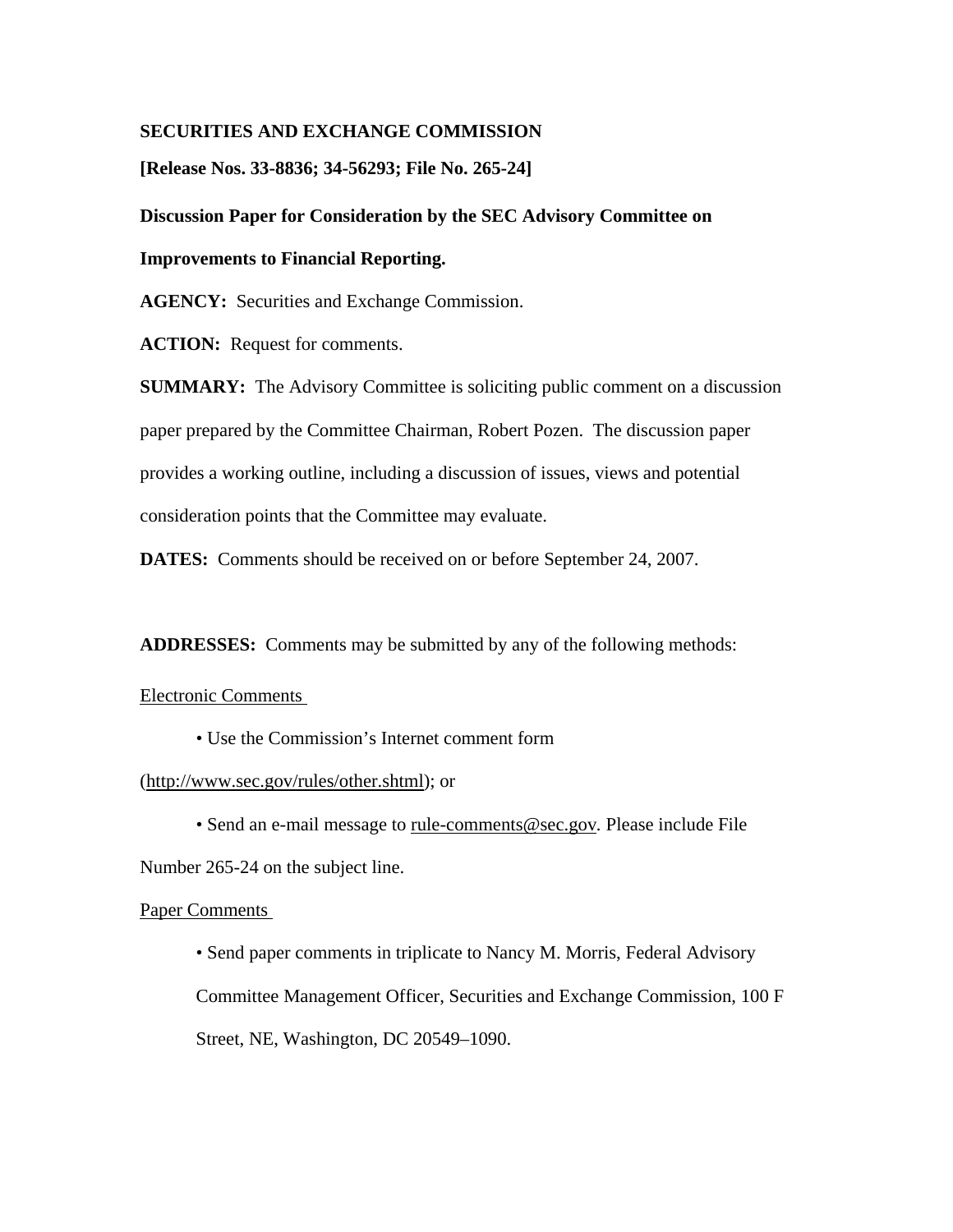**SECURITIES AND EXCHANGE COMMISSION**

**[Release Nos. 33-8836; 34-56293; File No. 265-24]**

**Discussion Paper for Consideration by the SEC Advisory Committee on Improvements to Financial Reporting.**

**AGENCY:** Securities and Exchange Commission.

**ACTION:** Request for comments.

**SUMMARY:** The Advisory Committee is soliciting public comment on a discussion paper prepared by the Committee Chairman, Robert Pozen. The discussion paper provides a working outline, including a discussion of issues, views and potential consideration points that the Committee may evaluate.

**DATES:** Comments should be received on or before September 24, 2007.

**ADDRESSES:** Comments may be submitted by any of the following methods:

Electronic Comments

- Use the Commission's Internet comment form (http://www.sec.gov/rules/other.shtml); or
- Send an e-mail message to rule-comments@sec.gov. Please include File Number 265-24 on the subject line.

Paper Comments

- Send paper comments in triplicate to Nancy M. Morris, Federal Advisory Committee Management Officer, Securities and Exchange Commission, 100 F Street, NE, Washington, DC 20549–1090.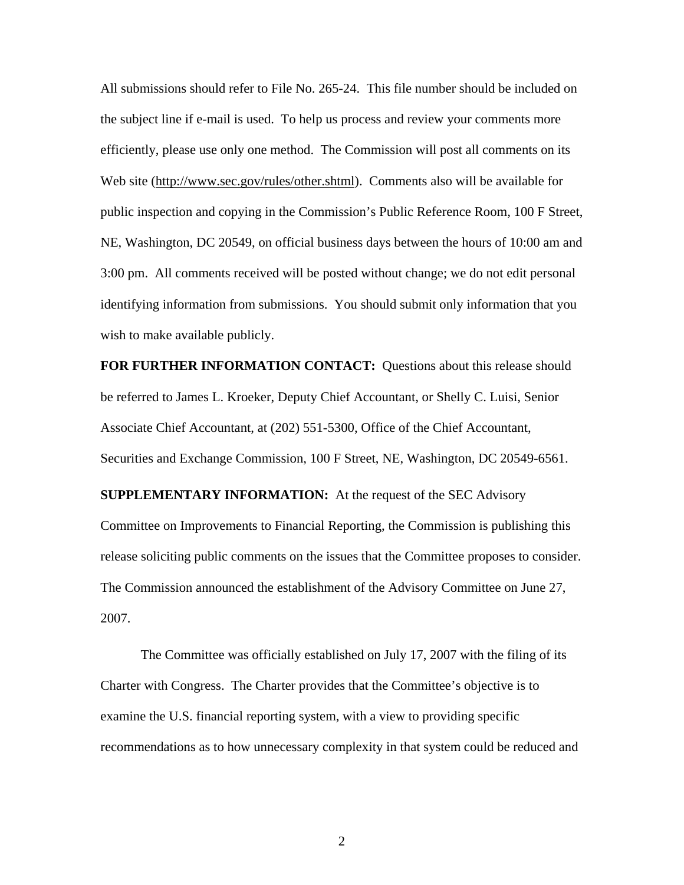All submissions should refer to File No. 265-24. This file number should be included on the subject line if e-mail is used. To help us process and review your comments more efficiently, please use only one method. The Commission will post all comments on its Web site (http://www.sec.gov/rules/other.shtml). Comments also will be available for public inspection and copying in the Commission's Public Reference Room, 100 F Street, NE, Washington, DC 20549, on official business days between the hours of 10:00 am and 3:00 pm. All comments received will be posted without change; we do not edit personal identifying information from submissions. You should submit only information that you wish to make available publicly.

**FOR FURTHER INFORMATION CONTACT:** Questions about this release should be referred to James L. Kroeker, Deputy Chief Accountant, or Shelly C. Luisi, Senior Associate Chief Accountant, at (202) 551-5300, Office of the Chief Accountant, Securities and Exchange Commission, 100 F Street, NE, Washington, DC 20549-6561.

**SUPPLEMENTARY INFORMATION:** At the request of the SEC Advisory Committee on Improvements to Financial Reporting, the Commission is publishing this release soliciting public comments on the issues that the Committee proposes to consider. The Commission announced the establishment of the Advisory Committee on June 27, 2007.

The Committee was officially established on July 17, 2007 with the filing of its Charter with Congress. The Charter provides that the Committee's objective is to examine the U.S. financial reporting system, with a view to providing specific recommendations as to how unnecessary complexity in that system could be reduced and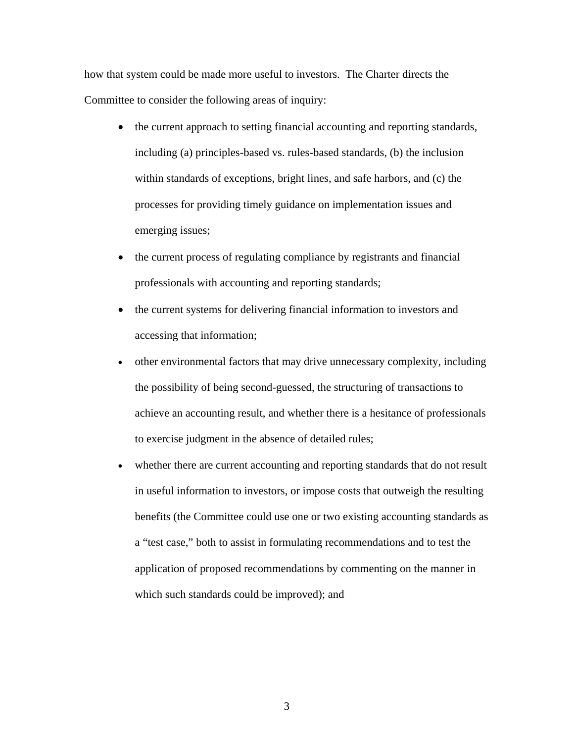how that system could be made more useful to investors. The Charter directs the Committee to consider the following areas of inquiry:

- the current approach to setting financial accounting and reporting standards, including (a) principles-based vs. rules-based standards, (b) the inclusion within standards of exceptions, bright lines, and safe harbors, and (c) the processes for providing timely guidance on implementation issues and emerging issues;
- the current process of regulating compliance by registrants and financial professionals with accounting and reporting standards;
- the current systems for delivering financial information to investors and accessing that information;
- other environmental factors that may drive unnecessary complexity, including the possibility of being second-guessed, the structuring of transactions to achieve an accounting result, and whether there is a hesitance of professionals to exercise judgment in the absence of detailed rules;
- whether there are current accounting and reporting standards that do not result in useful information to investors, or impose costs that outweigh the resulting benefits (the Committee could use one or two existing accounting standards as a "test case," both to assist in formulating recommendations and to test the application of proposed recommendations by commenting on the manner in which such standards could be improved); and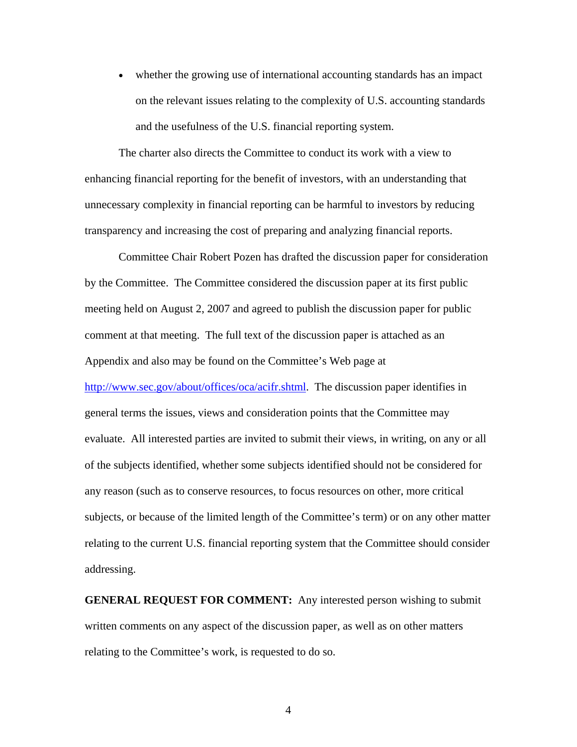- whether the growing use of international accounting standards has an impact on the relevant issues relating to the complexity of U.S. accounting standards and the usefulness of the U.S. financial reporting system.

The charter also directs the Committee to conduct its work with a view to enhancing financial reporting for the benefit of investors, with an understanding that unnecessary complexity in financial reporting can be harmful to investors by reducing transparency and increasing the cost of preparing and analyzing financial reports.

Committee Chair Robert Pozen has drafted the discussion paper for consideration by the Committee. The Committee considered the discussion paper at its first public meeting held on August 2, 2007 and agreed to publish the discussion paper for public comment at that meeting. The full text of the discussion paper is attached as an Appendix and also may be found on the Committee's Web page at http://www.sec.gov/about/offices/oca/acifr.shtml. The discussion paper identifies in general terms the issues, views and consideration points that the Committee may evaluate. All interested parties are invited to submit their views, in writing, on any or all of the subjects identified, whether some subjects identified should not be considered for any reason (such as to conserve resources, to focus resources on other, more critical subjects, or because of the limited length of the Committee's term) or on any other matter relating to the current U.S. financial reporting system that the Committee should consider addressing.

**GENERAL REQUEST FOR COMMENT:** Any interested person wishing to submit written comments on any aspect of the discussion paper, as well as on other matters relating to the Committee's work, is requested to do so.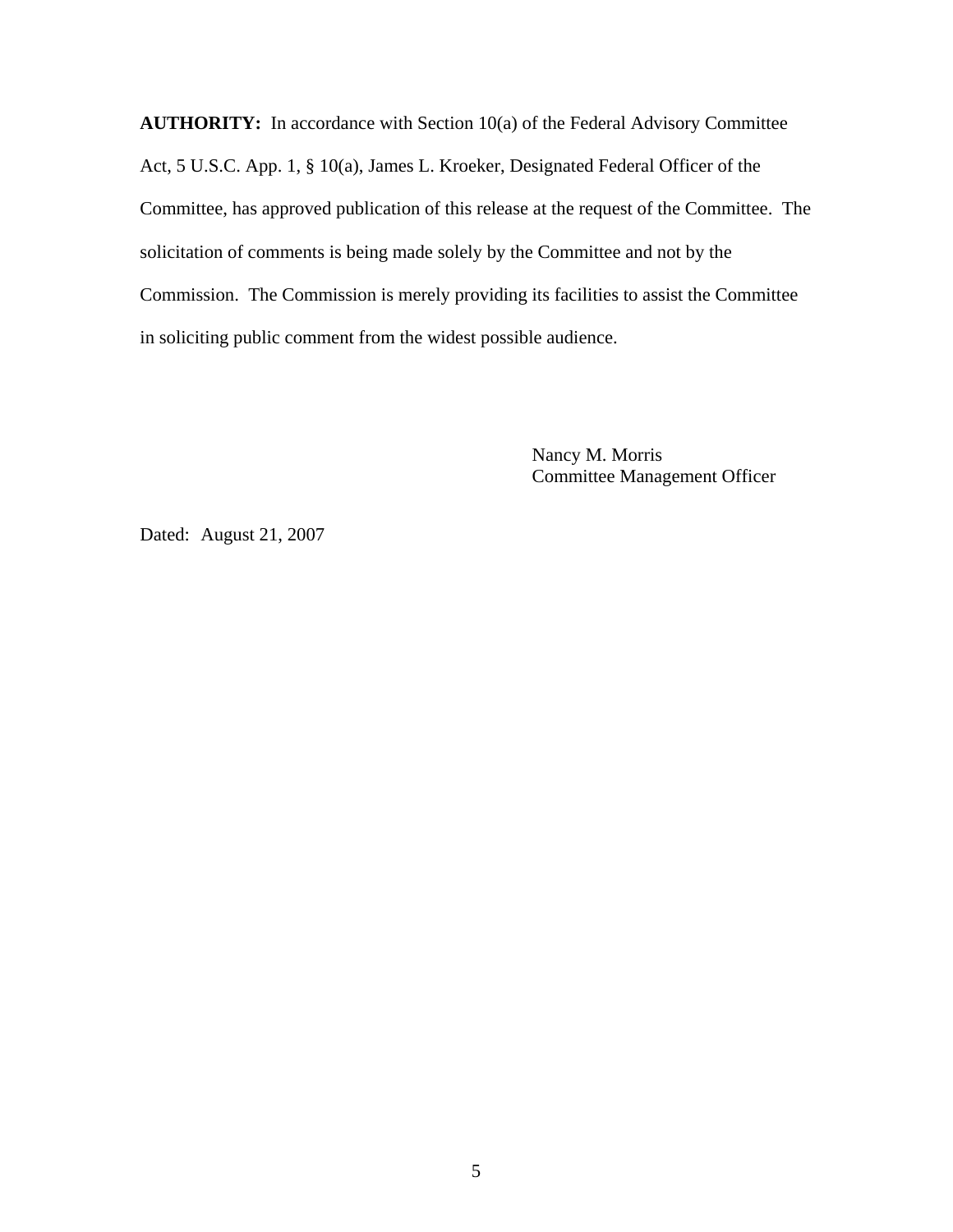**AUTHORITY:** In accordance with Section 10(a) of the Federal Advisory Committee Act, 5 U.S.C. App. 1, § 10(a), James L. Kroeker, Designated Federal Officer of the Committee, has approved publication of this release at the request of the Committee. The solicitation of comments is being made solely by the Committee and not by the Commission. The Commission is merely providing its facilities to assist the Committee in soliciting public comment from the widest possible audience.

Nancy M. Morris
Committee Management Officer

Dated: August 21, 2007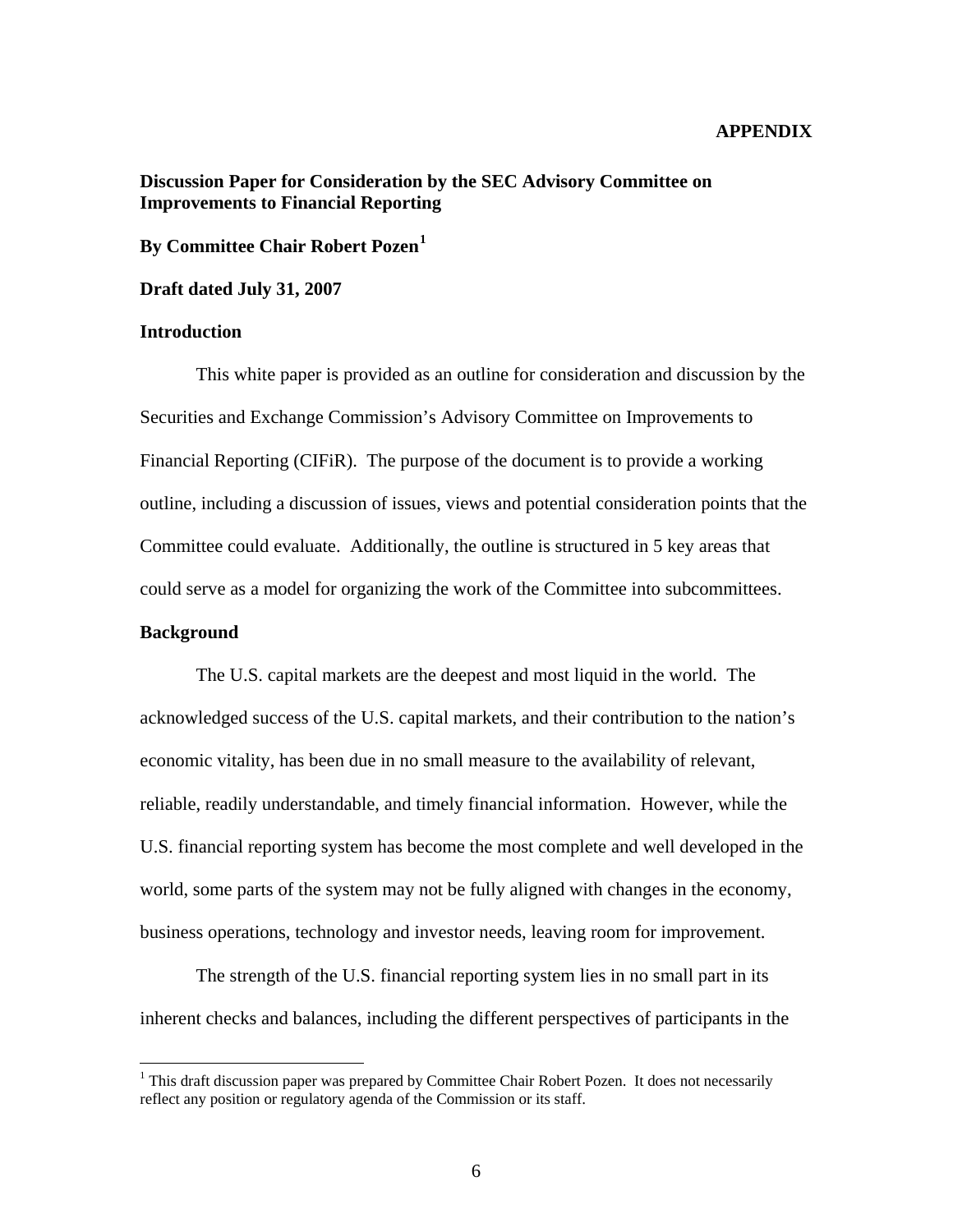**APPENDIX**

**Discussion Paper for Consideration by the SEC Advisory Committee on Improvements to Financial Reporting**

**By Committee Chair Robert Pozen[1]**

**Draft dated July 31, 2007**

**Introduction**

This white paper is provided as an outline for consideration and discussion by the Securities and Exchange Commission's Advisory Committee on Improvements to Financial Reporting (CIFiR). The purpose of the document is to provide a working outline, including a discussion of issues, views and potential consideration points that the Committee could evaluate. Additionally, the outline is structured in 5 key areas that could serve as a model for organizing the work of the Committee into subcommittees.

**Background**

The U.S. capital markets are the deepest and most liquid in the world. The acknowledged success of the U.S. capital markets, and their contribution to the nation's economic vitality, has been due in no small measure to the availability of relevant, reliable, readily understandable, and timely financial information. However, while the U.S. financial reporting system has become the most complete and well developed in the world, some parts of the system may not be fully aligned with changes in the economy, business operations, technology and investor needs, leaving room for improvement.

The strength of the U.S. financial reporting system lies in no small part in its inherent checks and balances, including the different perspectives of participants in the

[1] This draft discussion paper was prepared by Committee Chair Robert Pozen. It does not necessarily reflect any position or regulatory agenda of the Commission or its staff.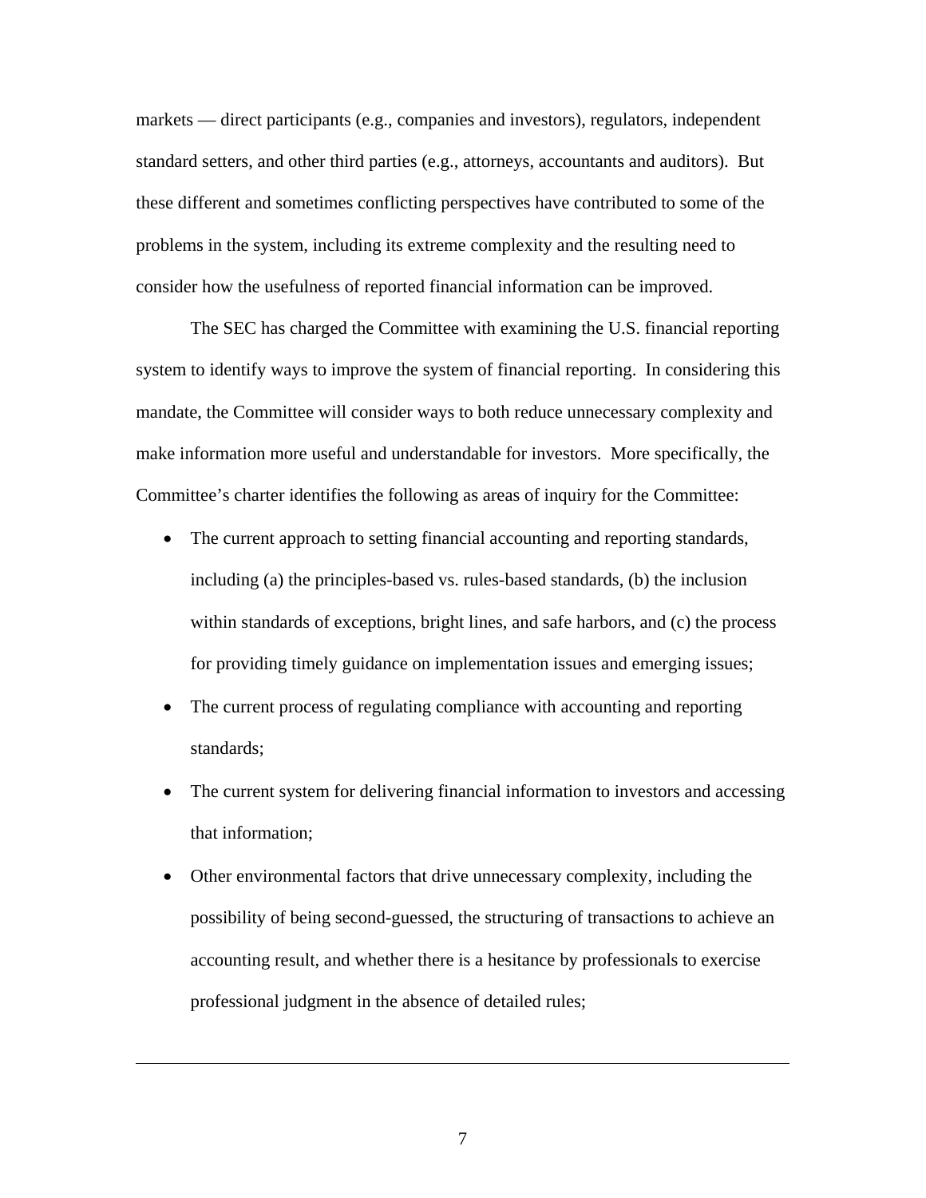markets — direct participants (e.g., companies and investors), regulators, independent standard setters, and other third parties (e.g., attorneys, accountants and auditors). But these different and sometimes conflicting perspectives have contributed to some of the problems in the system, including its extreme complexity and the resulting need to consider how the usefulness of reported financial information can be improved.

The SEC has charged the Committee with examining the U.S. financial reporting system to identify ways to improve the system of financial reporting. In considering this mandate, the Committee will consider ways to both reduce unnecessary complexity and make information more useful and understandable for investors. More specifically, the Committee's charter identifies the following as areas of inquiry for the Committee:

- The current approach to setting financial accounting and reporting standards, including (a) the principles-based vs. rules-based standards, (b) the inclusion within standards of exceptions, bright lines, and safe harbors, and (c) the process for providing timely guidance on implementation issues and emerging issues;
- The current process of regulating compliance with accounting and reporting standards;
- The current system for delivering financial information to investors and accessing that information;
- Other environmental factors that drive unnecessary complexity, including the possibility of being second-guessed, the structuring of transactions to achieve an accounting result, and whether there is a hesitance by professionals to exercise professional judgment in the absence of detailed rules;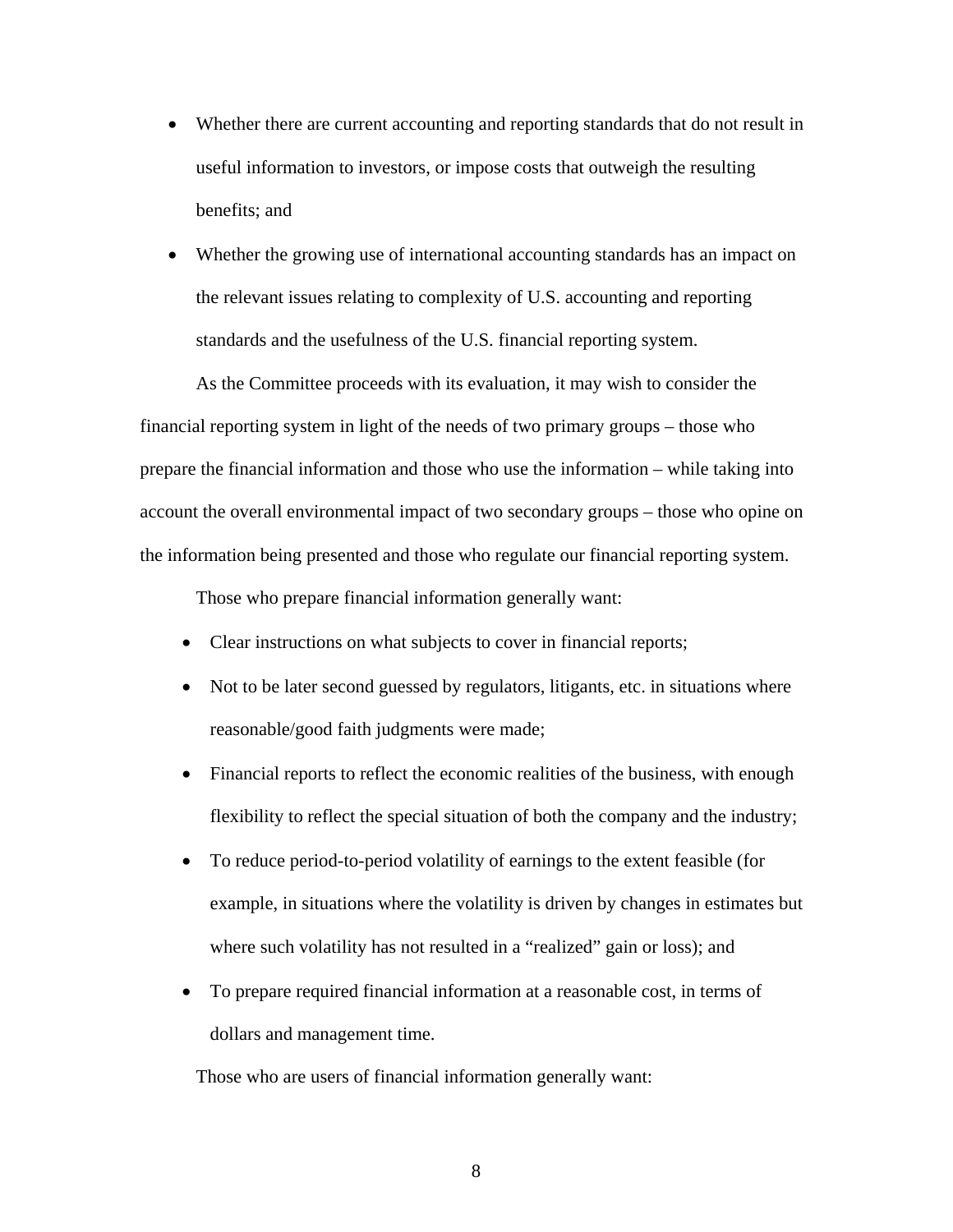- Whether there are current accounting and reporting standards that do not result in useful information to investors, or impose costs that outweigh the resulting benefits; and
- Whether the growing use of international accounting standards has an impact on the relevant issues relating to complexity of U.S. accounting and reporting standards and the usefulness of the U.S. financial reporting system.

As the Committee proceeds with its evaluation, it may wish to consider the financial reporting system in light of the needs of two primary groups – those who prepare the financial information and those who use the information – while taking into account the overall environmental impact of two secondary groups – those who opine on the information being presented and those who regulate our financial reporting system.

Those who prepare financial information generally want:

- Clear instructions on what subjects to cover in financial reports;
- Not to be later second guessed by regulators, litigants, etc. in situations where reasonable/good faith judgments were made;
- Financial reports to reflect the economic realities of the business, with enough flexibility to reflect the special situation of both the company and the industry;
- To reduce period-to-period volatility of earnings to the extent feasible (for example, in situations where the volatility is driven by changes in estimates but where such volatility has not resulted in a "realized" gain or loss); and
- To prepare required financial information at a reasonable cost, in terms of dollars and management time.

Those who are users of financial information generally want: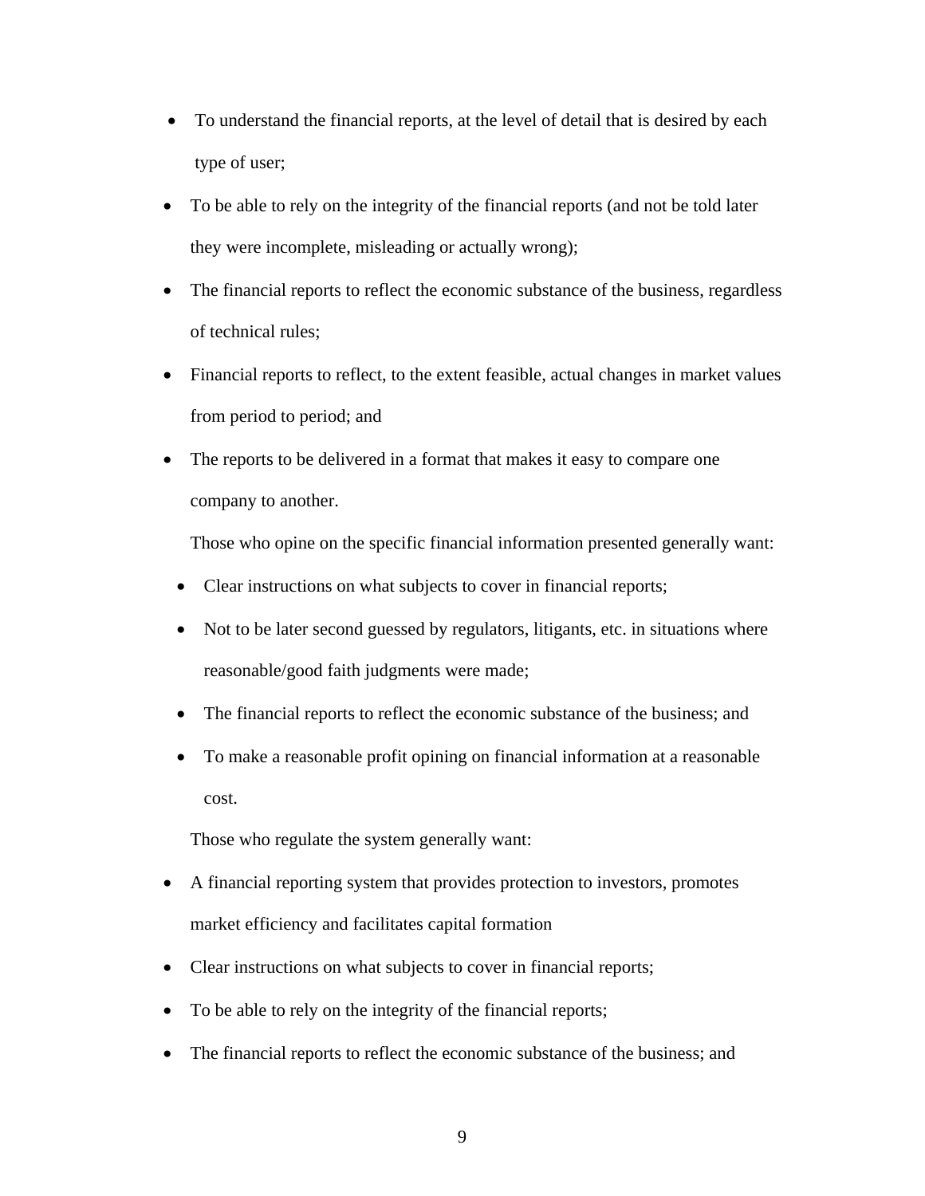- To understand the financial reports, at the level of detail that is desired by each type of user;
- To be able to rely on the integrity of the financial reports (and not be told later they were incomplete, misleading or actually wrong);
- The financial reports to reflect the economic substance of the business, regardless of technical rules;
- Financial reports to reflect, to the extent feasible, actual changes in market values from period to period; and
- The reports to be delivered in a format that makes it easy to compare one company to another.

Those who opine on the specific financial information presented generally want:

- Clear instructions on what subjects to cover in financial reports;
- Not to be later second guessed by regulators, litigants, etc. in situations where reasonable/good faith judgments were made;
- The financial reports to reflect the economic substance of the business; and
- To make a reasonable profit opining on financial information at a reasonable cost.

Those who regulate the system generally want:

- A financial reporting system that provides protection to investors, promotes market efficiency and facilitates capital formation
- Clear instructions on what subjects to cover in financial reports;
- To be able to rely on the integrity of the financial reports;
- The financial reports to reflect the economic substance of the business; and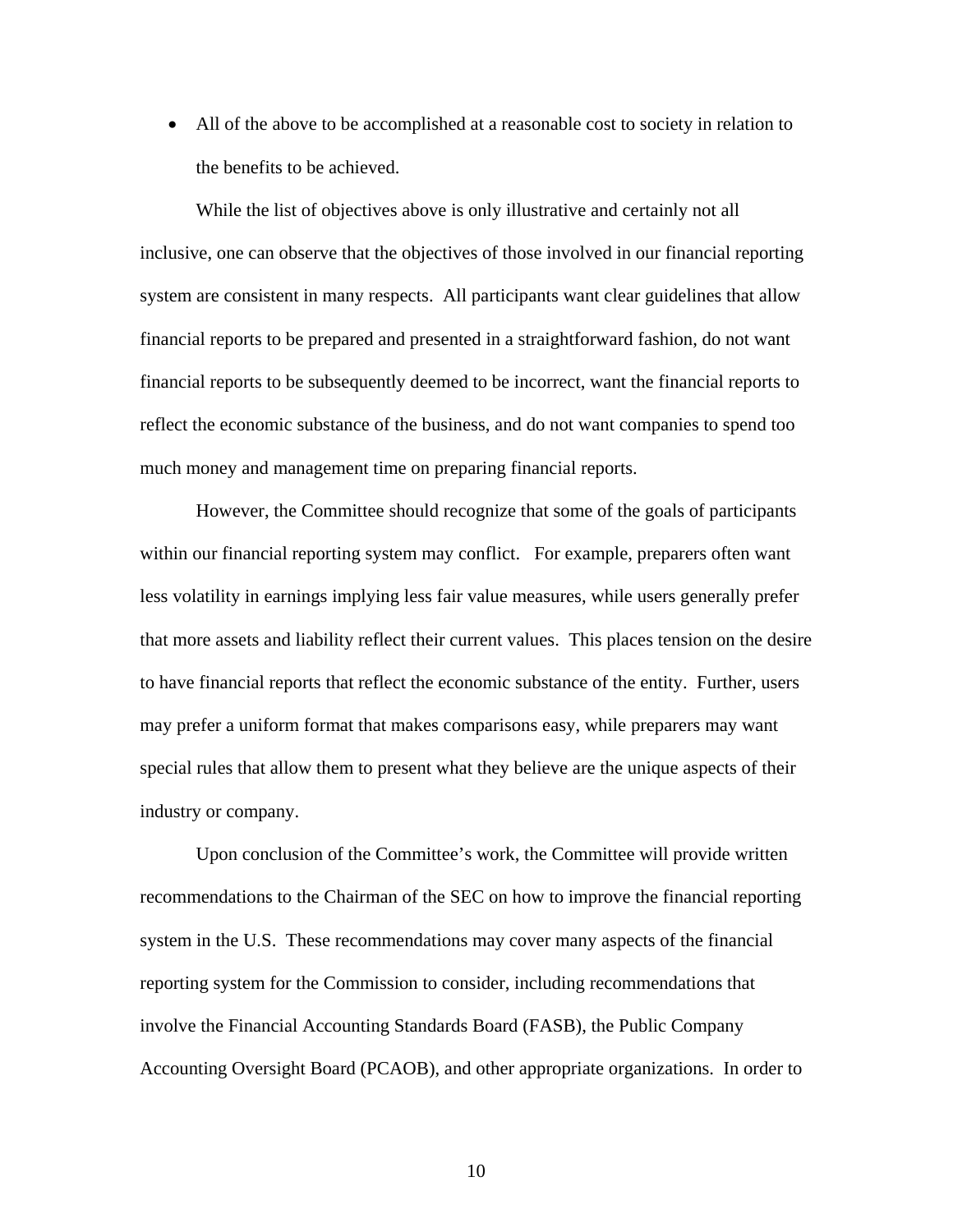- All of the above to be accomplished at a reasonable cost to society in relation to the benefits to be achieved.

While the list of objectives above is only illustrative and certainly not all inclusive, one can observe that the objectives of those involved in our financial reporting system are consistent in many respects. All participants want clear guidelines that allow financial reports to be prepared and presented in a straightforward fashion, do not want financial reports to be subsequently deemed to be incorrect, want the financial reports to reflect the economic substance of the business, and do not want companies to spend too much money and management time on preparing financial reports.

However, the Committee should recognize that some of the goals of participants within our financial reporting system may conflict. For example, preparers often want less volatility in earnings implying less fair value measures, while users generally prefer that more assets and liability reflect their current values. This places tension on the desire to have financial reports that reflect the economic substance of the entity. Further, users may prefer a uniform format that makes comparisons easy, while preparers may want special rules that allow them to present what they believe are the unique aspects of their industry or company.

Upon conclusion of the Committee's work, the Committee will provide written recommendations to the Chairman of the SEC on how to improve the financial reporting system in the U.S. These recommendations may cover many aspects of the financial reporting system for the Commission to consider, including recommendations that involve the Financial Accounting Standards Board (FASB), the Public Company Accounting Oversight Board (PCAOB), and other appropriate organizations. In order to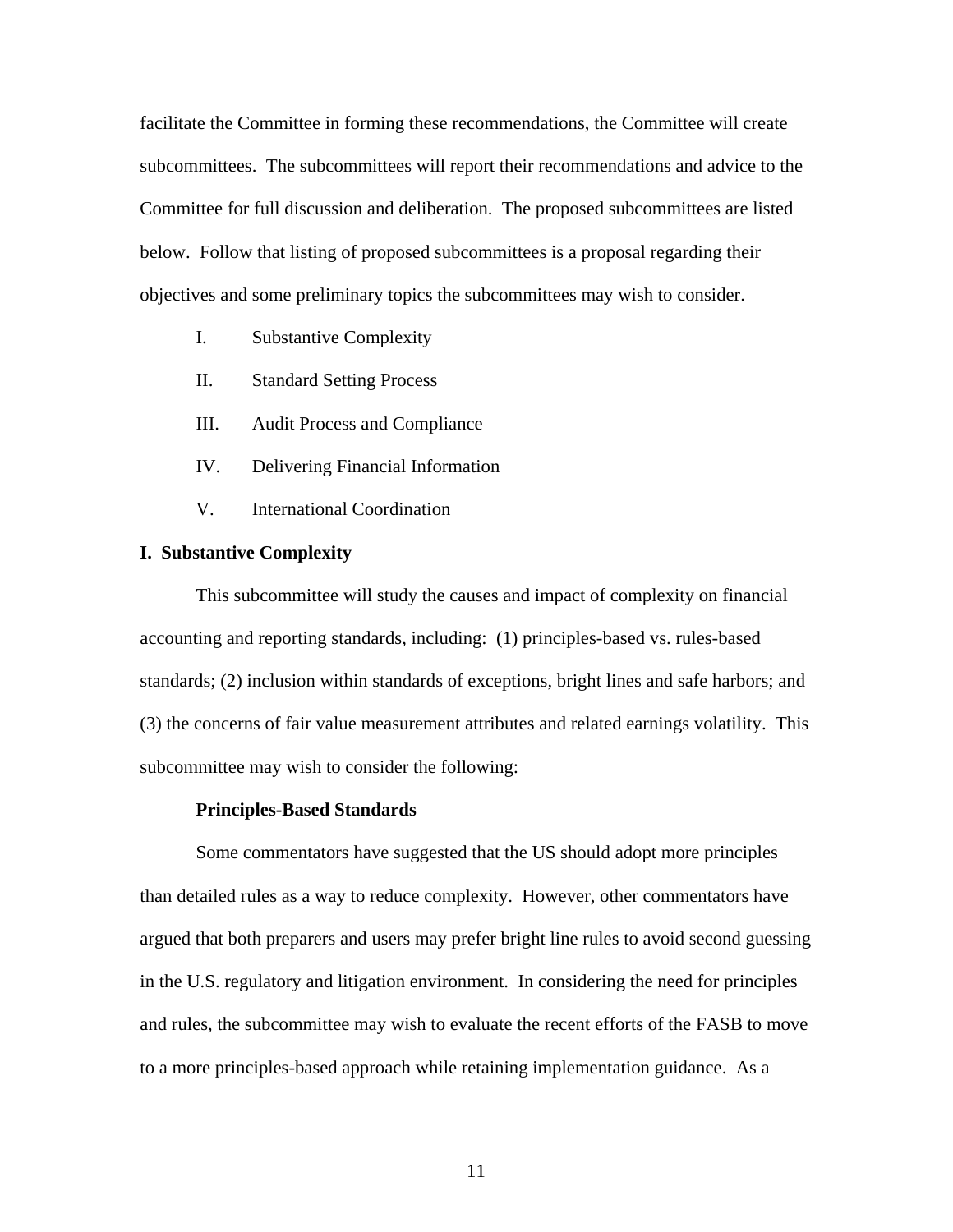facilitate the Committee in forming these recommendations, the Committee will create subcommittees. The subcommittees will report their recommendations and advice to the Committee for full discussion and deliberation. The proposed subcommittees are listed below. Follow that listing of proposed subcommittees is a proposal regarding their objectives and some preliminary topics the subcommittees may wish to consider.

I. Substantive Complexity

II. Standard Setting Process

III. Audit Process and Compliance

IV. Delivering Financial Information

V. International Coordination

## I. Substantive Complexity

This subcommittee will study the causes and impact of complexity on financial accounting and reporting standards, including: (1) principles-based vs. rules-based standards; (2) inclusion within standards of exceptions, bright lines and safe harbors; and (3) the concerns of fair value measurement attributes and related earnings volatility. This subcommittee may wish to consider the following:

### Principles-Based Standards

Some commentators have suggested that the US should adopt more principles than detailed rules as a way to reduce complexity. However, other commentators have argued that both preparers and users may prefer bright line rules to avoid second guessing in the U.S. regulatory and litigation environment. In considering the need for principles and rules, the subcommittee may wish to evaluate the recent efforts of the FASB to move to a more principles-based approach while retaining implementation guidance. As a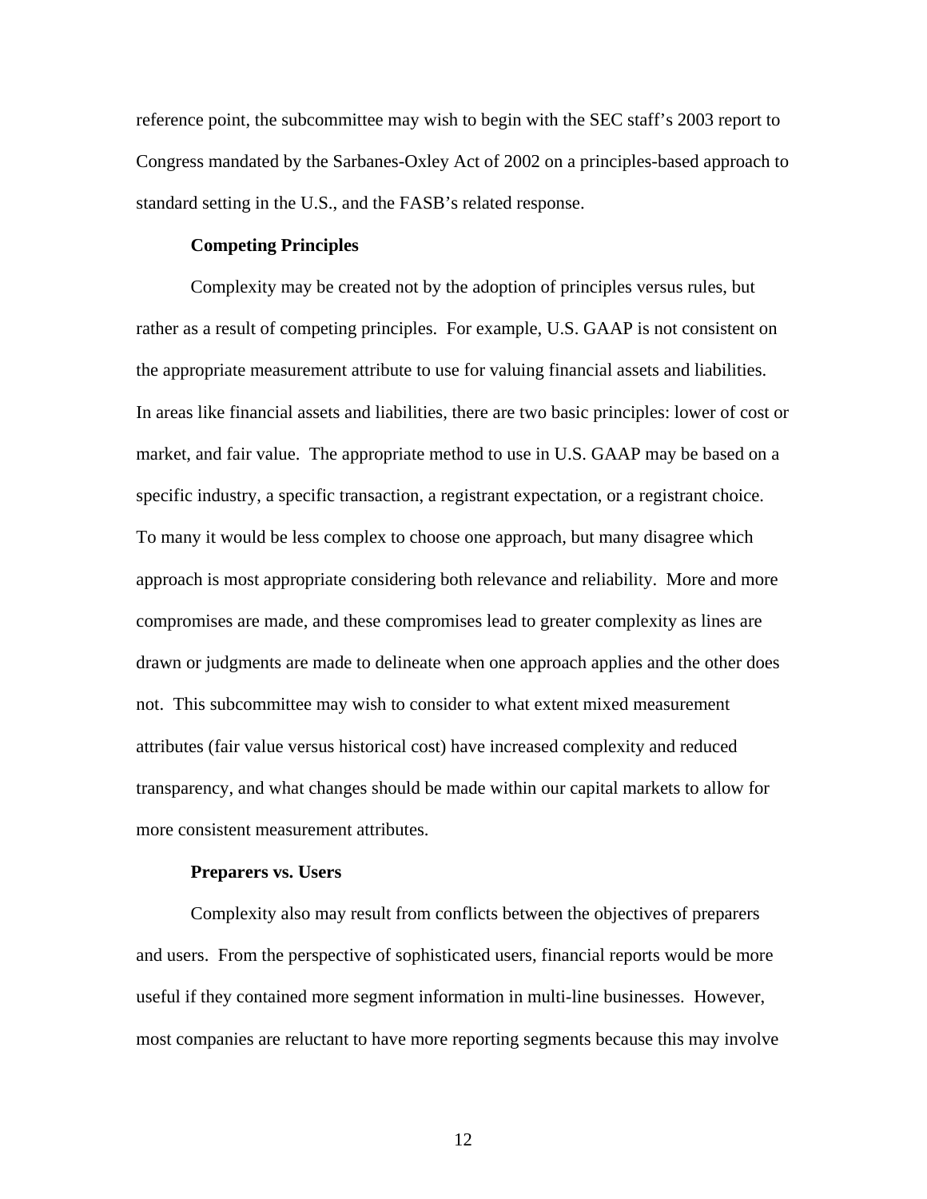reference point, the subcommittee may wish to begin with the SEC staff's 2003 report to Congress mandated by the Sarbanes-Oxley Act of 2002 on a principles-based approach to standard setting in the U.S., and the FASB's related response.

**Competing Principles**

Complexity may be created not by the adoption of principles versus rules, but rather as a result of competing principles. For example, U.S. GAAP is not consistent on the appropriate measurement attribute to use for valuing financial assets and liabilities. In areas like financial assets and liabilities, there are two basic principles: lower of cost or market, and fair value. The appropriate method to use in U.S. GAAP may be based on a specific industry, a specific transaction, a registrant expectation, or a registrant choice. To many it would be less complex to choose one approach, but many disagree which approach is most appropriate considering both relevance and reliability. More and more compromises are made, and these compromises lead to greater complexity as lines are drawn or judgments are made to delineate when one approach applies and the other does not. This subcommittee may wish to consider to what extent mixed measurement attributes (fair value versus historical cost) have increased complexity and reduced transparency, and what changes should be made within our capital markets to allow for more consistent measurement attributes.

**Preparers vs. Users**

Complexity also may result from conflicts between the objectives of preparers and users. From the perspective of sophisticated users, financial reports would be more useful if they contained more segment information in multi-line businesses. However, most companies are reluctant to have more reporting segments because this may involve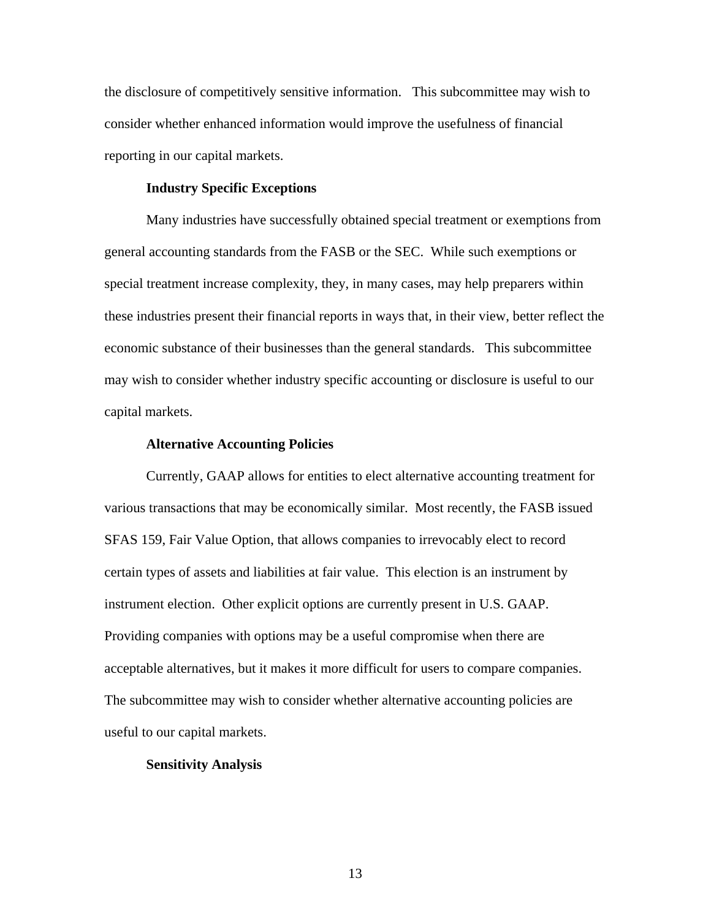the disclosure of competitively sensitive information. This subcommittee may wish to consider whether enhanced information would improve the usefulness of financial reporting in our capital markets.

**Industry Specific Exceptions**

Many industries have successfully obtained special treatment or exemptions from general accounting standards from the FASB or the SEC. While such exemptions or special treatment increase complexity, they, in many cases, may help preparers within these industries present their financial reports in ways that, in their view, better reflect the economic substance of their businesses than the general standards. This subcommittee may wish to consider whether industry specific accounting or disclosure is useful to our capital markets.

**Alternative Accounting Policies**

Currently, GAAP allows for entities to elect alternative accounting treatment for various transactions that may be economically similar. Most recently, the FASB issued SFAS 159, Fair Value Option, that allows companies to irrevocably elect to record certain types of assets and liabilities at fair value. This election is an instrument by instrument election. Other explicit options are currently present in U.S. GAAP. Providing companies with options may be a useful compromise when there are acceptable alternatives, but it makes it more difficult for users to compare companies. The subcommittee may wish to consider whether alternative accounting policies are useful to our capital markets.

**Sensitivity Analysis**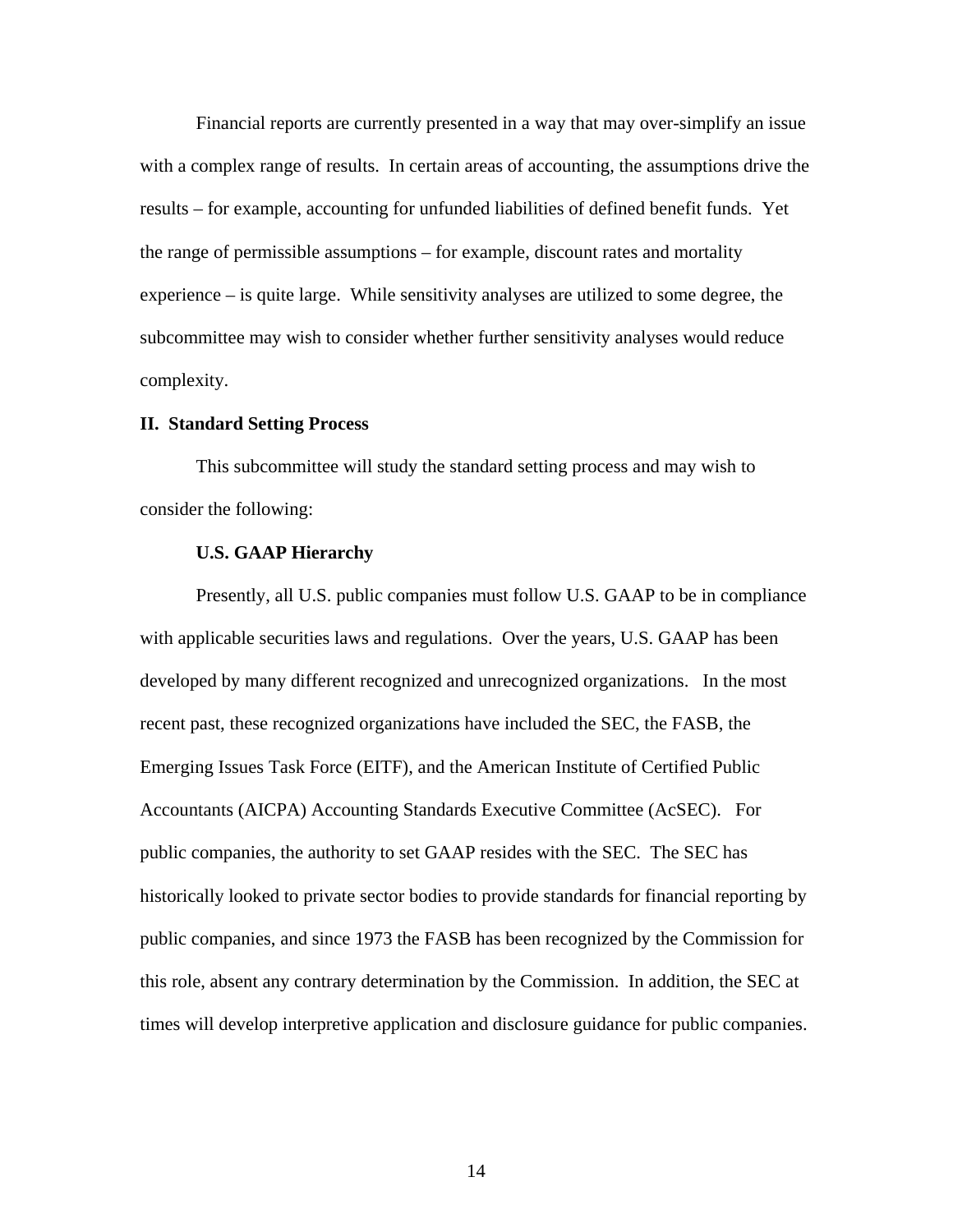Financial reports are currently presented in a way that may over-simplify an issue with a complex range of results. In certain areas of accounting, the assumptions drive the results – for example, accounting for unfunded liabilities of defined benefit funds. Yet the range of permissible assumptions – for example, discount rates and mortality experience – is quite large. While sensitivity analyses are utilized to some degree, the subcommittee may wish to consider whether further sensitivity analyses would reduce complexity.

## II. Standard Setting Process

This subcommittee will study the standard setting process and may wish to consider the following:

### U.S. GAAP Hierarchy

Presently, all U.S. public companies must follow U.S. GAAP to be in compliance with applicable securities laws and regulations. Over the years, U.S. GAAP has been developed by many different recognized and unrecognized organizations. In the most recent past, these recognized organizations have included the SEC, the FASB, the Emerging Issues Task Force (EITF), and the American Institute of Certified Public Accountants (AICPA) Accounting Standards Executive Committee (AcSEC). For public companies, the authority to set GAAP resides with the SEC. The SEC has historically looked to private sector bodies to provide standards for financial reporting by public companies, and since 1973 the FASB has been recognized by the Commission for this role, absent any contrary determination by the Commission. In addition, the SEC at times will develop interpretive application and disclosure guidance for public companies.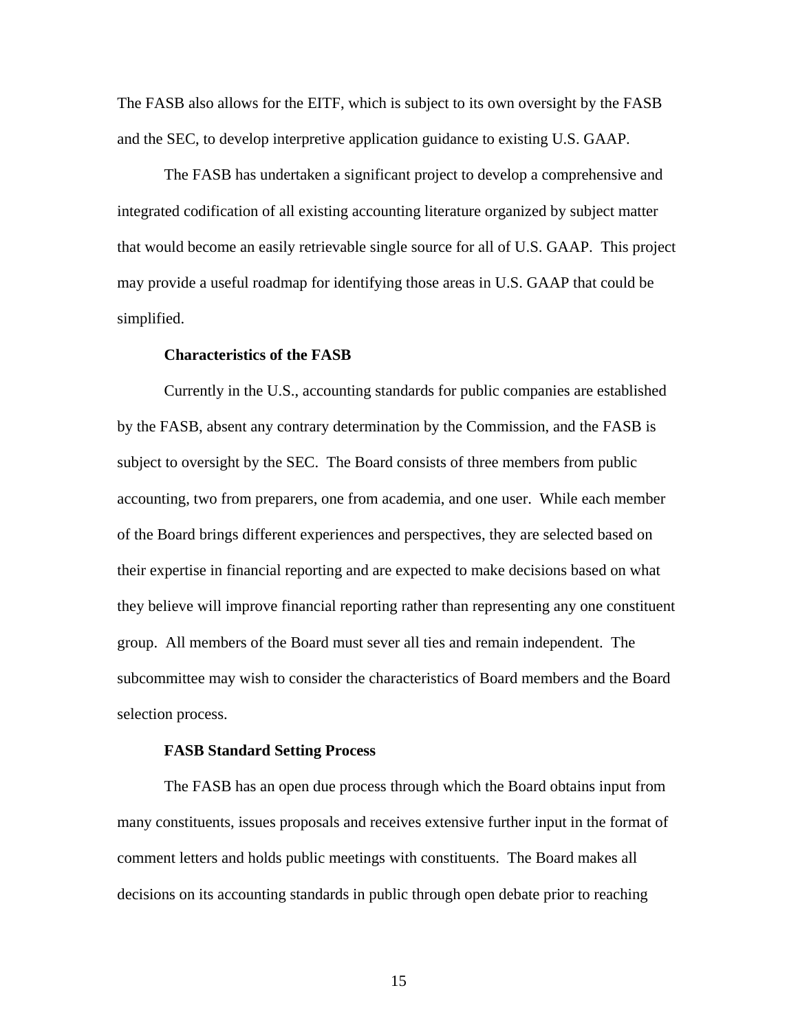The FASB also allows for the EITF, which is subject to its own oversight by the FASB and the SEC, to develop interpretive application guidance to existing U.S. GAAP.

The FASB has undertaken a significant project to develop a comprehensive and integrated codification of all existing accounting literature organized by subject matter that would become an easily retrievable single source for all of U.S. GAAP. This project may provide a useful roadmap for identifying those areas in U.S. GAAP that could be simplified.

**Characteristics of the FASB**

Currently in the U.S., accounting standards for public companies are established by the FASB, absent any contrary determination by the Commission, and the FASB is subject to oversight by the SEC. The Board consists of three members from public accounting, two from preparers, one from academia, and one user. While each member of the Board brings different experiences and perspectives, they are selected based on their expertise in financial reporting and are expected to make decisions based on what they believe will improve financial reporting rather than representing any one constituent group. All members of the Board must sever all ties and remain independent. The subcommittee may wish to consider the characteristics of Board members and the Board selection process.

**FASB Standard Setting Process**

The FASB has an open due process through which the Board obtains input from many constituents, issues proposals and receives extensive further input in the format of comment letters and holds public meetings with constituents. The Board makes all decisions on its accounting standards in public through open debate prior to reaching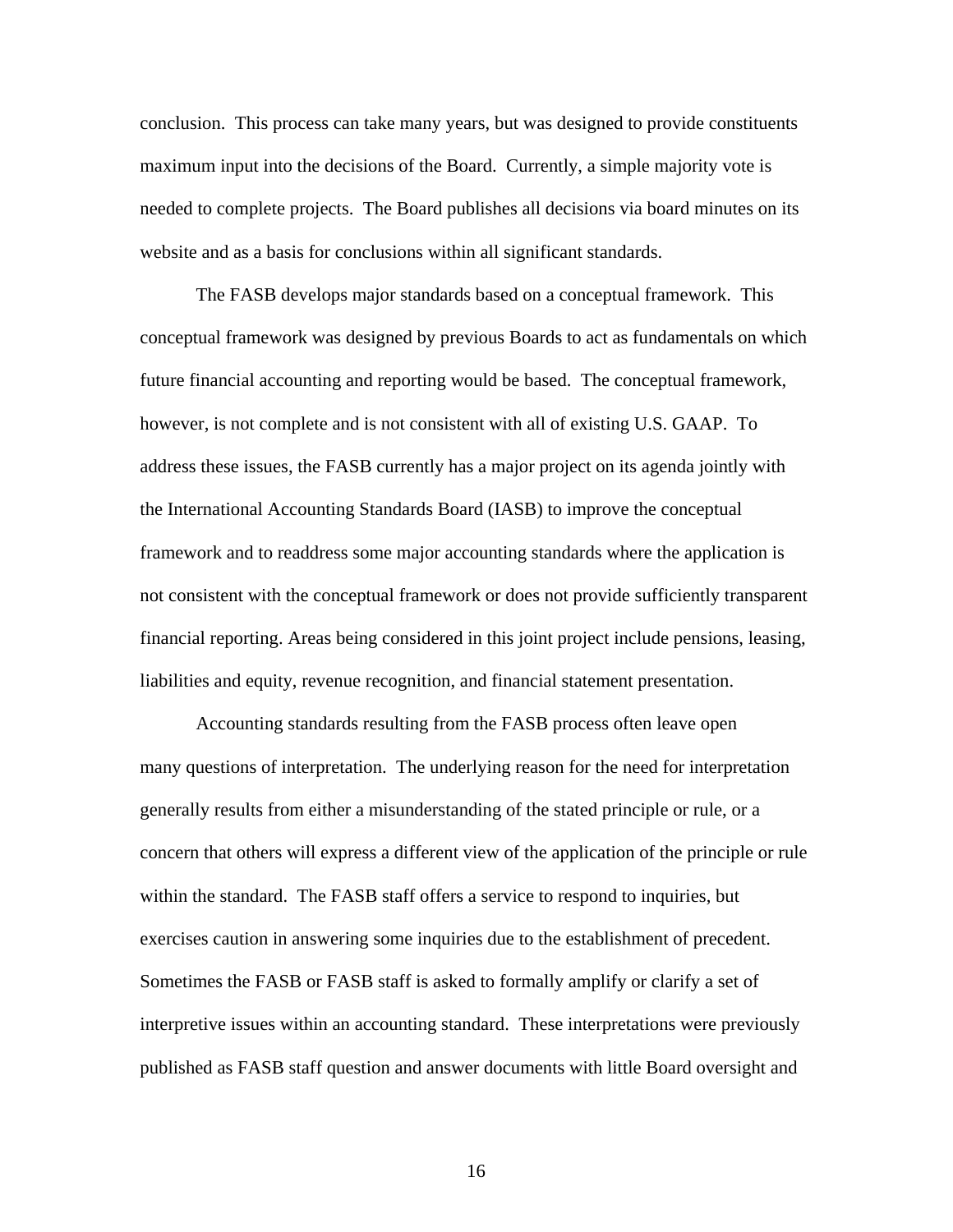conclusion. This process can take many years, but was designed to provide constituents maximum input into the decisions of the Board. Currently, a simple majority vote is needed to complete projects. The Board publishes all decisions via board minutes on its website and as a basis for conclusions within all significant standards.

The FASB develops major standards based on a conceptual framework. This conceptual framework was designed by previous Boards to act as fundamentals on which future financial accounting and reporting would be based. The conceptual framework, however, is not complete and is not consistent with all of existing U.S. GAAP. To address these issues, the FASB currently has a major project on its agenda jointly with the International Accounting Standards Board (IASB) to improve the conceptual framework and to readdress some major accounting standards where the application is not consistent with the conceptual framework or does not provide sufficiently transparent financial reporting. Areas being considered in this joint project include pensions, leasing, liabilities and equity, revenue recognition, and financial statement presentation.

Accounting standards resulting from the FASB process often leave open many questions of interpretation. The underlying reason for the need for interpretation generally results from either a misunderstanding of the stated principle or rule, or a concern that others will express a different view of the application of the principle or rule within the standard. The FASB staff offers a service to respond to inquiries, but exercises caution in answering some inquiries due to the establishment of precedent. Sometimes the FASB or FASB staff is asked to formally amplify or clarify a set of interpretive issues within an accounting standard. These interpretations were previously published as FASB staff question and answer documents with little Board oversight and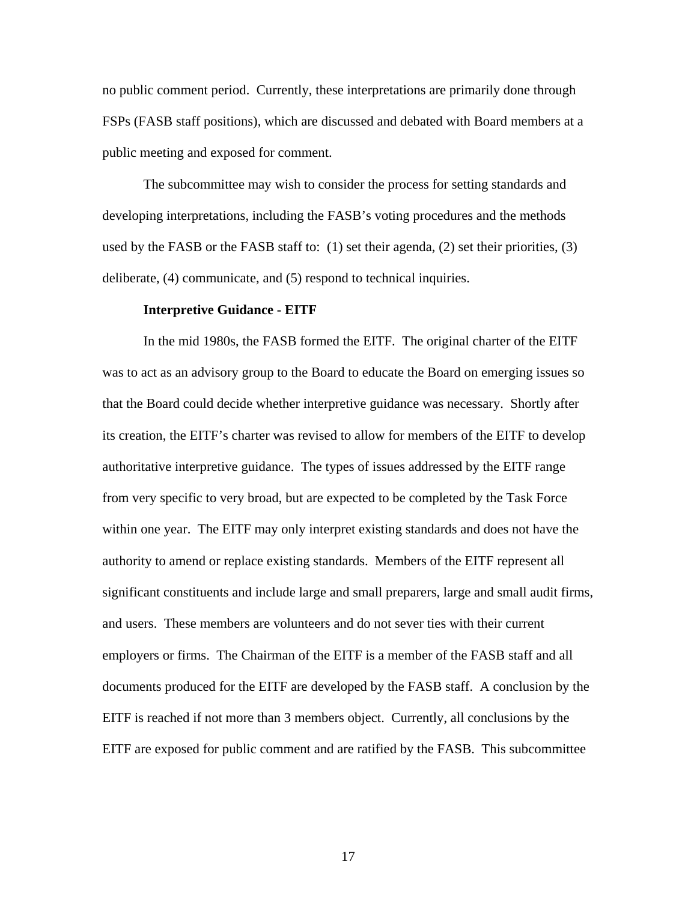no public comment period. Currently, these interpretations are primarily done through FSPs (FASB staff positions), which are discussed and debated with Board members at a public meeting and exposed for comment.

The subcommittee may wish to consider the process for setting standards and developing interpretations, including the FASB's voting procedures and the methods used by the FASB or the FASB staff to: (1) set their agenda, (2) set their priorities, (3) deliberate, (4) communicate, and (5) respond to technical inquiries.

**Interpretive Guidance - EITF**

In the mid 1980s, the FASB formed the EITF. The original charter of the EITF was to act as an advisory group to the Board to educate the Board on emerging issues so that the Board could decide whether interpretive guidance was necessary. Shortly after its creation, the EITF's charter was revised to allow for members of the EITF to develop authoritative interpretive guidance. The types of issues addressed by the EITF range from very specific to very broad, but are expected to be completed by the Task Force within one year. The EITF may only interpret existing standards and does not have the authority to amend or replace existing standards. Members of the EITF represent all significant constituents and include large and small preparers, large and small audit firms, and users. These members are volunteers and do not sever ties with their current employers or firms. The Chairman of the EITF is a member of the FASB staff and all documents produced for the EITF are developed by the FASB staff. A conclusion by the EITF is reached if not more than 3 members object. Currently, all conclusions by the EITF are exposed for public comment and are ratified by the FASB. This subcommittee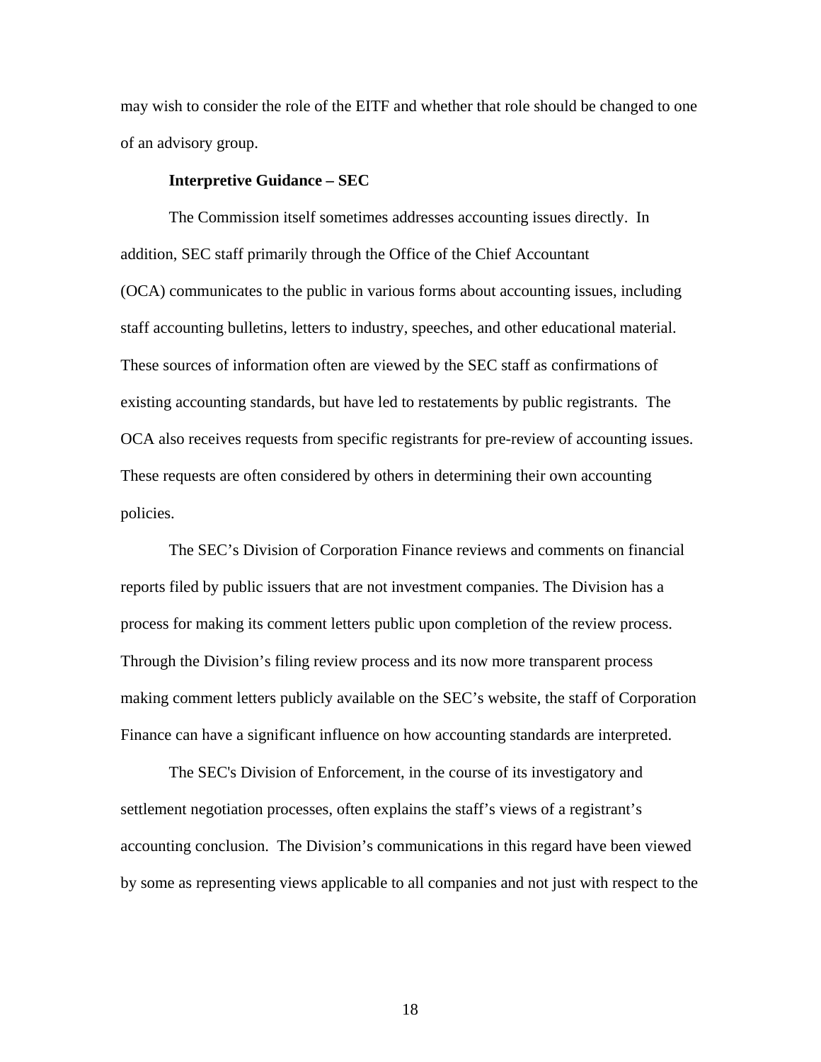may wish to consider the role of the EITF and whether that role should be changed to one of an advisory group.

**Interpretive Guidance – SEC**

The Commission itself sometimes addresses accounting issues directly. In addition, SEC staff primarily through the Office of the Chief Accountant (OCA) communicates to the public in various forms about accounting issues, including staff accounting bulletins, letters to industry, speeches, and other educational material. These sources of information often are viewed by the SEC staff as confirmations of existing accounting standards, but have led to restatements by public registrants. The OCA also receives requests from specific registrants for pre-review of accounting issues. These requests are often considered by others in determining their own accounting policies.

The SEC's Division of Corporation Finance reviews and comments on financial reports filed by public issuers that are not investment companies. The Division has a process for making its comment letters public upon completion of the review process. Through the Division's filing review process and its now more transparent process making comment letters publicly available on the SEC's website, the staff of Corporation Finance can have a significant influence on how accounting standards are interpreted.

The SEC's Division of Enforcement, in the course of its investigatory and settlement negotiation processes, often explains the staff's views of a registrant's accounting conclusion. The Division's communications in this regard have been viewed by some as representing views applicable to all companies and not just with respect to the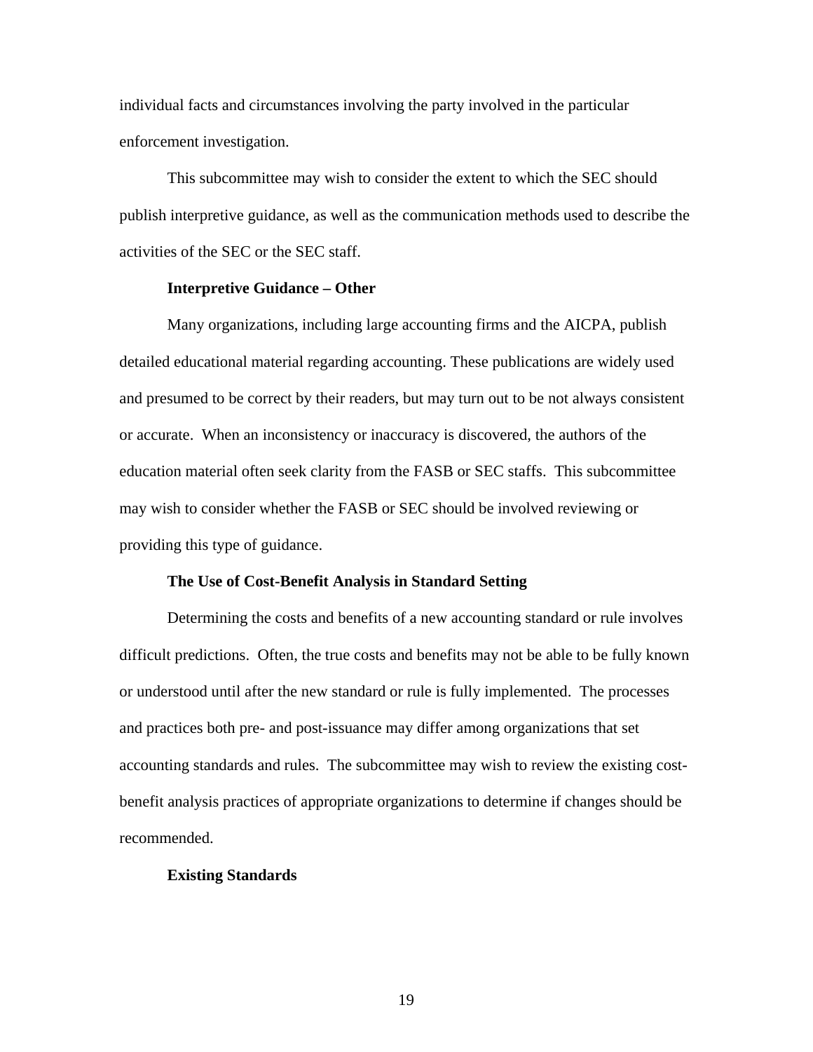individual facts and circumstances involving the party involved in the particular enforcement investigation.

This subcommittee may wish to consider the extent to which the SEC should publish interpretive guidance, as well as the communication methods used to describe the activities of the SEC or the SEC staff.

**Interpretive Guidance – Other**

Many organizations, including large accounting firms and the AICPA, publish detailed educational material regarding accounting. These publications are widely used and presumed to be correct by their readers, but may turn out to be not always consistent or accurate. When an inconsistency or inaccuracy is discovered, the authors of the education material often seek clarity from the FASB or SEC staffs. This subcommittee may wish to consider whether the FASB or SEC should be involved reviewing or providing this type of guidance.

**The Use of Cost-Benefit Analysis in Standard Setting**

Determining the costs and benefits of a new accounting standard or rule involves difficult predictions. Often, the true costs and benefits may not be able to be fully known or understood until after the new standard or rule is fully implemented. The processes and practices both pre- and post-issuance may differ among organizations that set accounting standards and rules. The subcommittee may wish to review the existing cost-benefit analysis practices of appropriate organizations to determine if changes should be recommended.

**Existing Standards**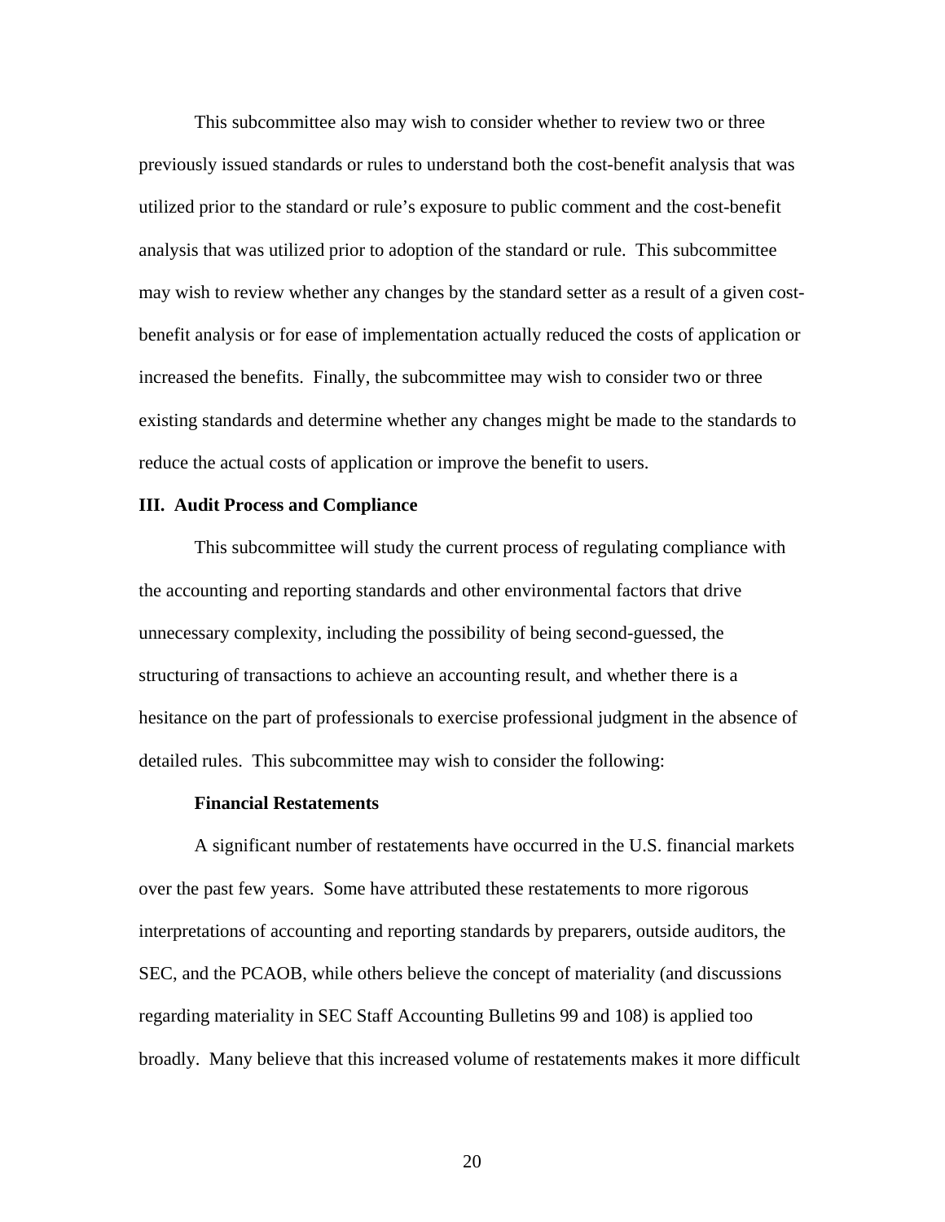This subcommittee also may wish to consider whether to review two or three previously issued standards or rules to understand both the cost-benefit analysis that was utilized prior to the standard or rule's exposure to public comment and the cost-benefit analysis that was utilized prior to adoption of the standard or rule. This subcommittee may wish to review whether any changes by the standard setter as a result of a given cost-benefit analysis or for ease of implementation actually reduced the costs of application or increased the benefits. Finally, the subcommittee may wish to consider two or three existing standards and determine whether any changes might be made to the standards to reduce the actual costs of application or improve the benefit to users.

## III. Audit Process and Compliance

This subcommittee will study the current process of regulating compliance with the accounting and reporting standards and other environmental factors that drive unnecessary complexity, including the possibility of being second-guessed, the structuring of transactions to achieve an accounting result, and whether there is a hesitance on the part of professionals to exercise professional judgment in the absence of detailed rules. This subcommittee may wish to consider the following:

### Financial Restatements

A significant number of restatements have occurred in the U.S. financial markets over the past few years. Some have attributed these restatements to more rigorous interpretations of accounting and reporting standards by preparers, outside auditors, the SEC, and the PCAOB, while others believe the concept of materiality (and discussions regarding materiality in SEC Staff Accounting Bulletins 99 and 108) is applied too broadly. Many believe that this increased volume of restatements makes it more difficult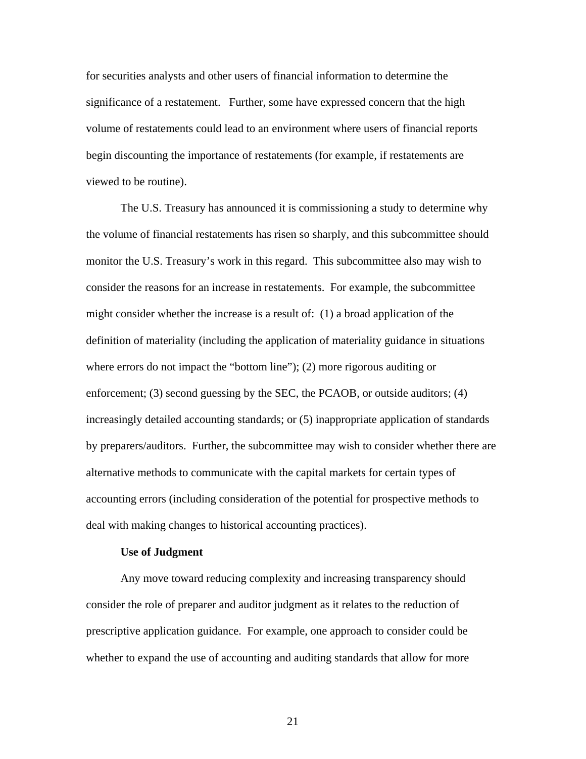for securities analysts and other users of financial information to determine the significance of a restatement.  Further, some have expressed concern that the high volume of restatements could lead to an environment where users of financial reports begin discounting the importance of restatements (for example, if restatements are viewed to be routine).

The U.S. Treasury has announced it is commissioning a study to determine why the volume of financial restatements has risen so sharply, and this subcommittee should monitor the U.S. Treasury's work in this regard.  This subcommittee also may wish to consider the reasons for an increase in restatements.  For example, the subcommittee might consider whether the increase is a result of:  (1) a broad application of the definition of materiality (including the application of materiality guidance in situations where errors do not impact the "bottom line"); (2) more rigorous auditing or enforcement; (3) second guessing by the SEC, the PCAOB, or outside auditors; (4) increasingly detailed accounting standards; or (5) inappropriate application of standards by preparers/auditors.  Further, the subcommittee may wish to consider whether there are alternative methods to communicate with the capital markets for certain types of accounting errors (including consideration of the potential for prospective methods to deal with making changes to historical accounting practices).

**Use of Judgment**

Any move toward reducing complexity and increasing transparency should consider the role of preparer and auditor judgment as it relates to the reduction of prescriptive application guidance.  For example, one approach to consider could be whether to expand the use of accounting and auditing standards that allow for more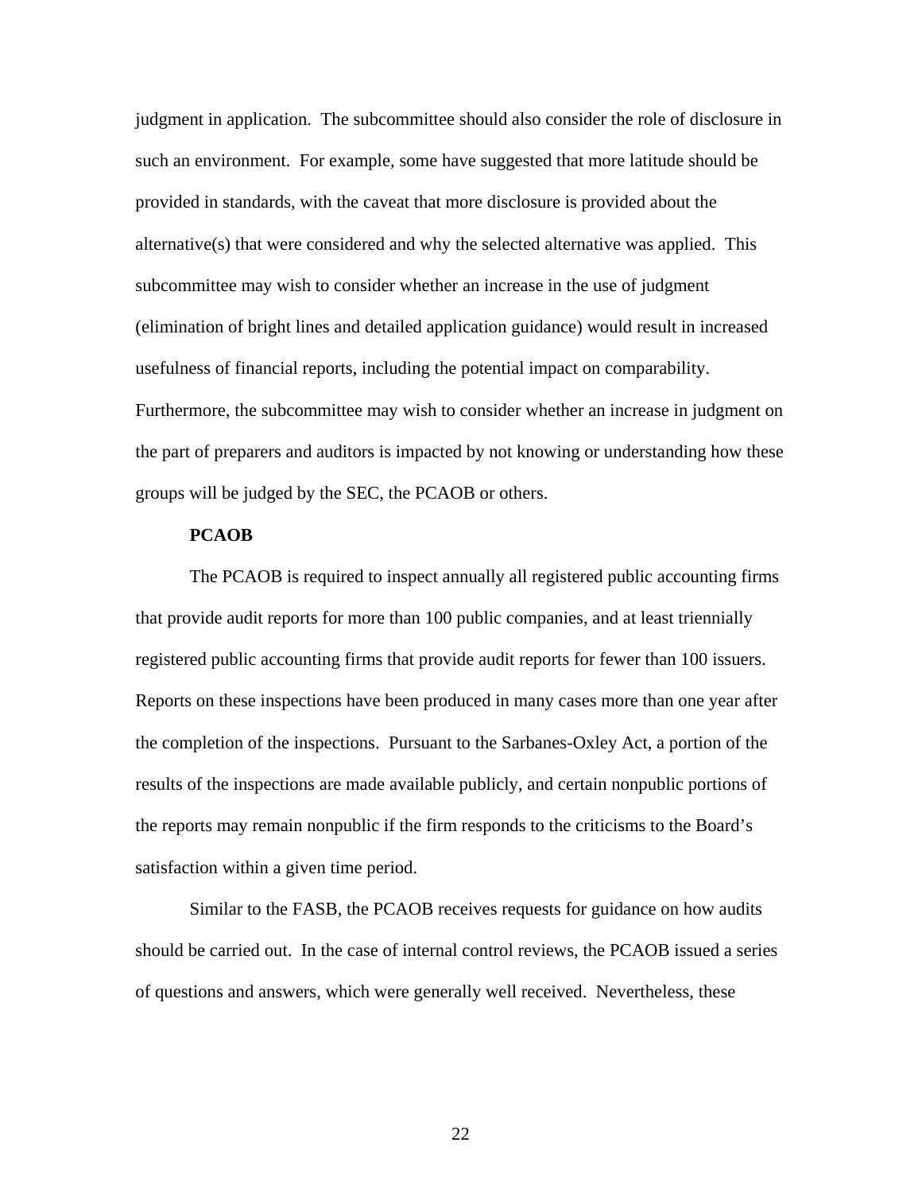judgment in application. The subcommittee should also consider the role of disclosure in such an environment. For example, some have suggested that more latitude should be provided in standards, with the caveat that more disclosure is provided about the alternative(s) that were considered and why the selected alternative was applied. This subcommittee may wish to consider whether an increase in the use of judgment (elimination of bright lines and detailed application guidance) would result in increased usefulness of financial reports, including the potential impact on comparability. Furthermore, the subcommittee may wish to consider whether an increase in judgment on the part of preparers and auditors is impacted by not knowing or understanding how these groups will be judged by the SEC, the PCAOB or others.

**PCAOB**

The PCAOB is required to inspect annually all registered public accounting firms that provide audit reports for more than 100 public companies, and at least triennially registered public accounting firms that provide audit reports for fewer than 100 issuers. Reports on these inspections have been produced in many cases more than one year after the completion of the inspections. Pursuant to the Sarbanes-Oxley Act, a portion of the results of the inspections are made available publicly, and certain nonpublic portions of the reports may remain nonpublic if the firm responds to the criticisms to the Board's satisfaction within a given time period.

Similar to the FASB, the PCAOB receives requests for guidance on how audits should be carried out. In the case of internal control reviews, the PCAOB issued a series of questions and answers, which were generally well received. Nevertheless, these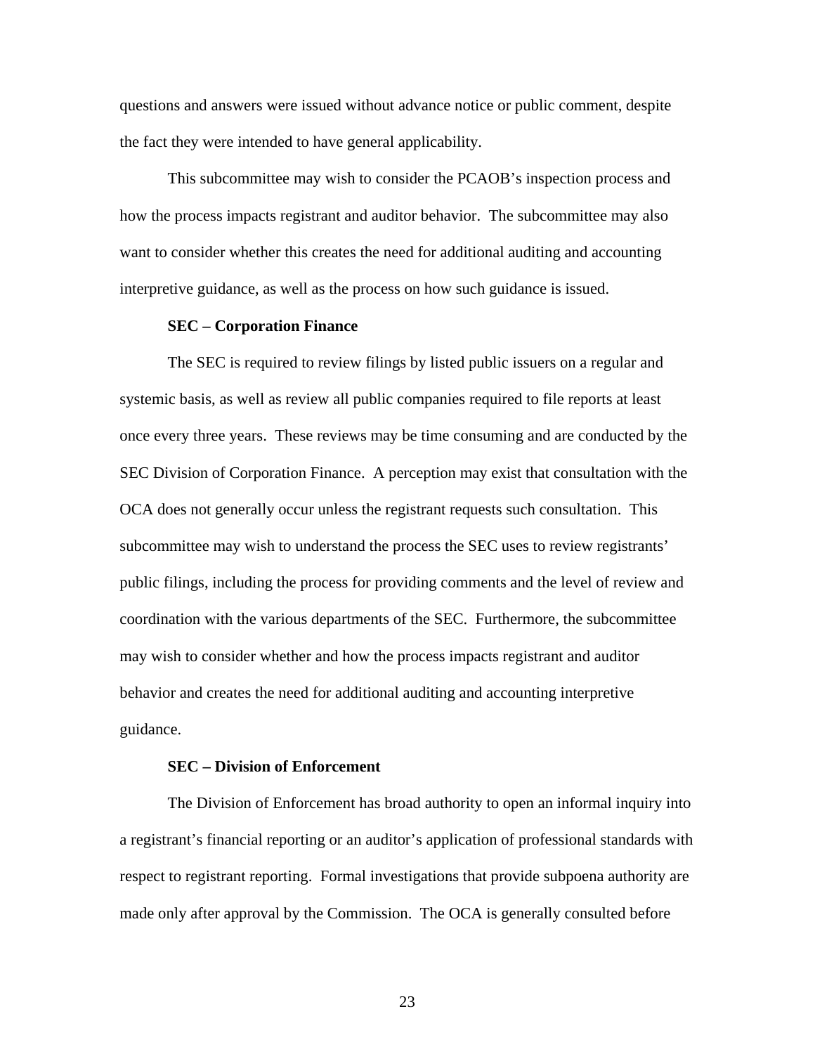questions and answers were issued without advance notice or public comment, despite the fact they were intended to have general applicability.

This subcommittee may wish to consider the PCAOB's inspection process and how the process impacts registrant and auditor behavior. The subcommittee may also want to consider whether this creates the need for additional auditing and accounting interpretive guidance, as well as the process on how such guidance is issued.

**SEC – Corporation Finance**

The SEC is required to review filings by listed public issuers on a regular and systemic basis, as well as review all public companies required to file reports at least once every three years. These reviews may be time consuming and are conducted by the SEC Division of Corporation Finance. A perception may exist that consultation with the OCA does not generally occur unless the registrant requests such consultation. This subcommittee may wish to understand the process the SEC uses to review registrants' public filings, including the process for providing comments and the level of review and coordination with the various departments of the SEC. Furthermore, the subcommittee may wish to consider whether and how the process impacts registrant and auditor behavior and creates the need for additional auditing and accounting interpretive guidance.

**SEC – Division of Enforcement**

The Division of Enforcement has broad authority to open an informal inquiry into a registrant's financial reporting or an auditor's application of professional standards with respect to registrant reporting. Formal investigations that provide subpoena authority are made only after approval by the Commission. The OCA is generally consulted before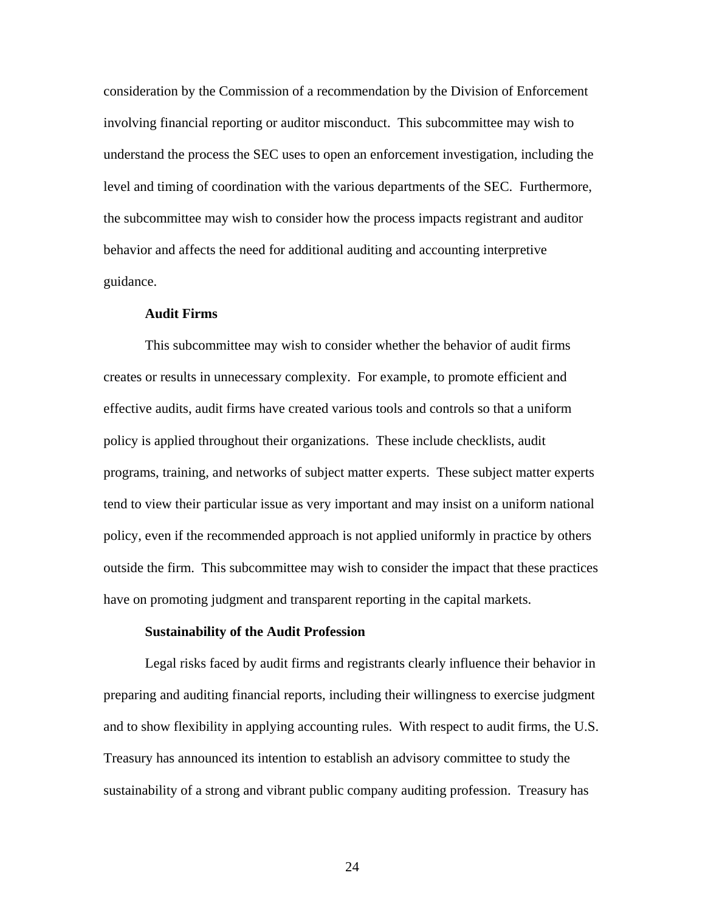consideration by the Commission of a recommendation by the Division of Enforcement involving financial reporting or auditor misconduct. This subcommittee may wish to understand the process the SEC uses to open an enforcement investigation, including the level and timing of coordination with the various departments of the SEC. Furthermore, the subcommittee may wish to consider how the process impacts registrant and auditor behavior and affects the need for additional auditing and accounting interpretive guidance.

**Audit Firms**

This subcommittee may wish to consider whether the behavior of audit firms creates or results in unnecessary complexity. For example, to promote efficient and effective audits, audit firms have created various tools and controls so that a uniform policy is applied throughout their organizations. These include checklists, audit programs, training, and networks of subject matter experts. These subject matter experts tend to view their particular issue as very important and may insist on a uniform national policy, even if the recommended approach is not applied uniformly in practice by others outside the firm. This subcommittee may wish to consider the impact that these practices have on promoting judgment and transparent reporting in the capital markets.

**Sustainability of the Audit Profession**

Legal risks faced by audit firms and registrants clearly influence their behavior in preparing and auditing financial reports, including their willingness to exercise judgment and to show flexibility in applying accounting rules. With respect to audit firms, the U.S. Treasury has announced its intention to establish an advisory committee to study the sustainability of a strong and vibrant public company auditing profession. Treasury has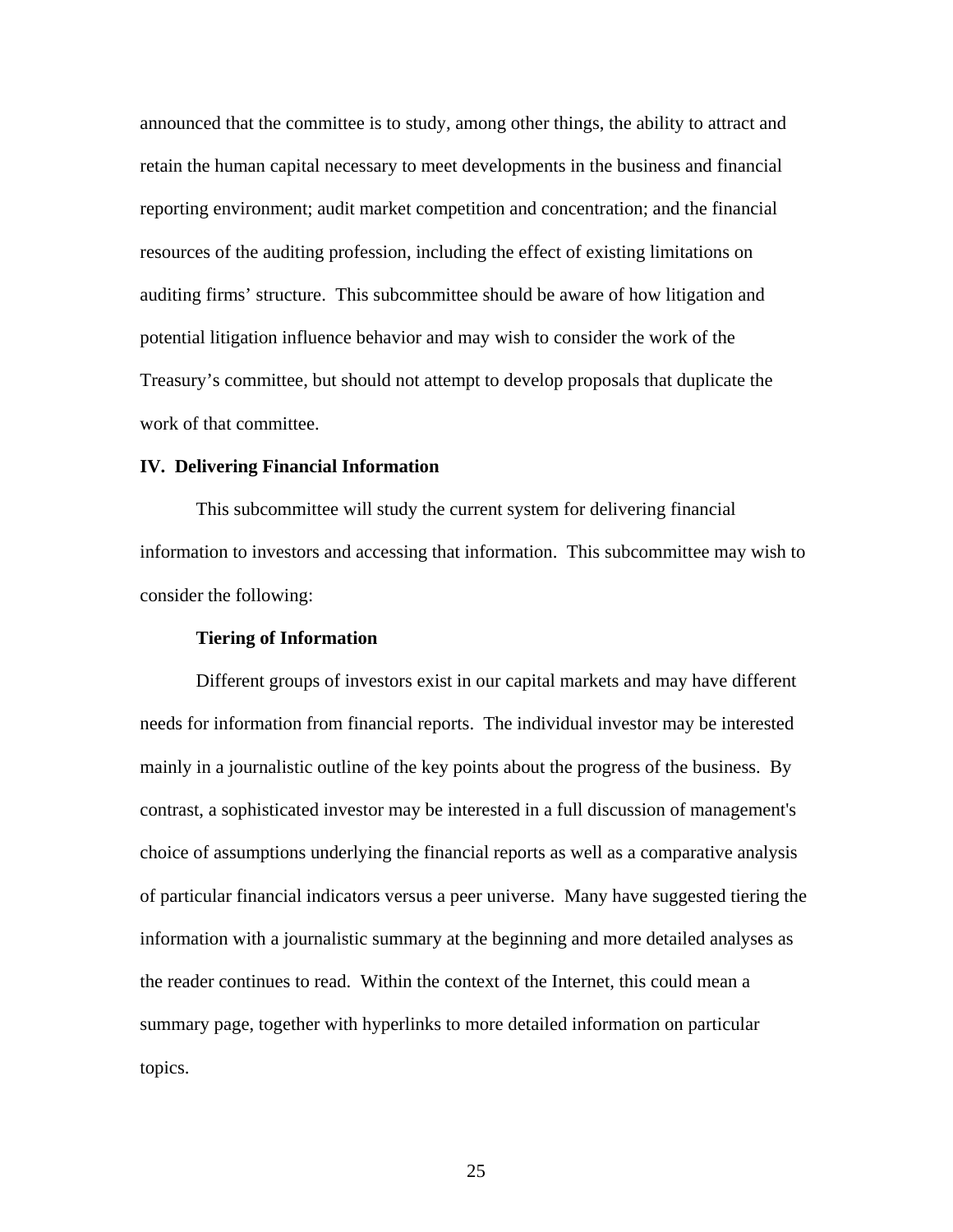announced that the committee is to study, among other things, the ability to attract and retain the human capital necessary to meet developments in the business and financial reporting environment; audit market competition and concentration; and the financial resources of the auditing profession, including the effect of existing limitations on auditing firms' structure. This subcommittee should be aware of how litigation and potential litigation influence behavior and may wish to consider the work of the Treasury's committee, but should not attempt to develop proposals that duplicate the work of that committee.

## IV. Delivering Financial Information

This subcommittee will study the current system for delivering financial information to investors and accessing that information. This subcommittee may wish to consider the following:

### Tiering of Information

Different groups of investors exist in our capital markets and may have different needs for information from financial reports. The individual investor may be interested mainly in a journalistic outline of the key points about the progress of the business. By contrast, a sophisticated investor may be interested in a full discussion of management's choice of assumptions underlying the financial reports as well as a comparative analysis of particular financial indicators versus a peer universe. Many have suggested tiering the information with a journalistic summary at the beginning and more detailed analyses as the reader continues to read. Within the context of the Internet, this could mean a summary page, together with hyperlinks to more detailed information on particular topics.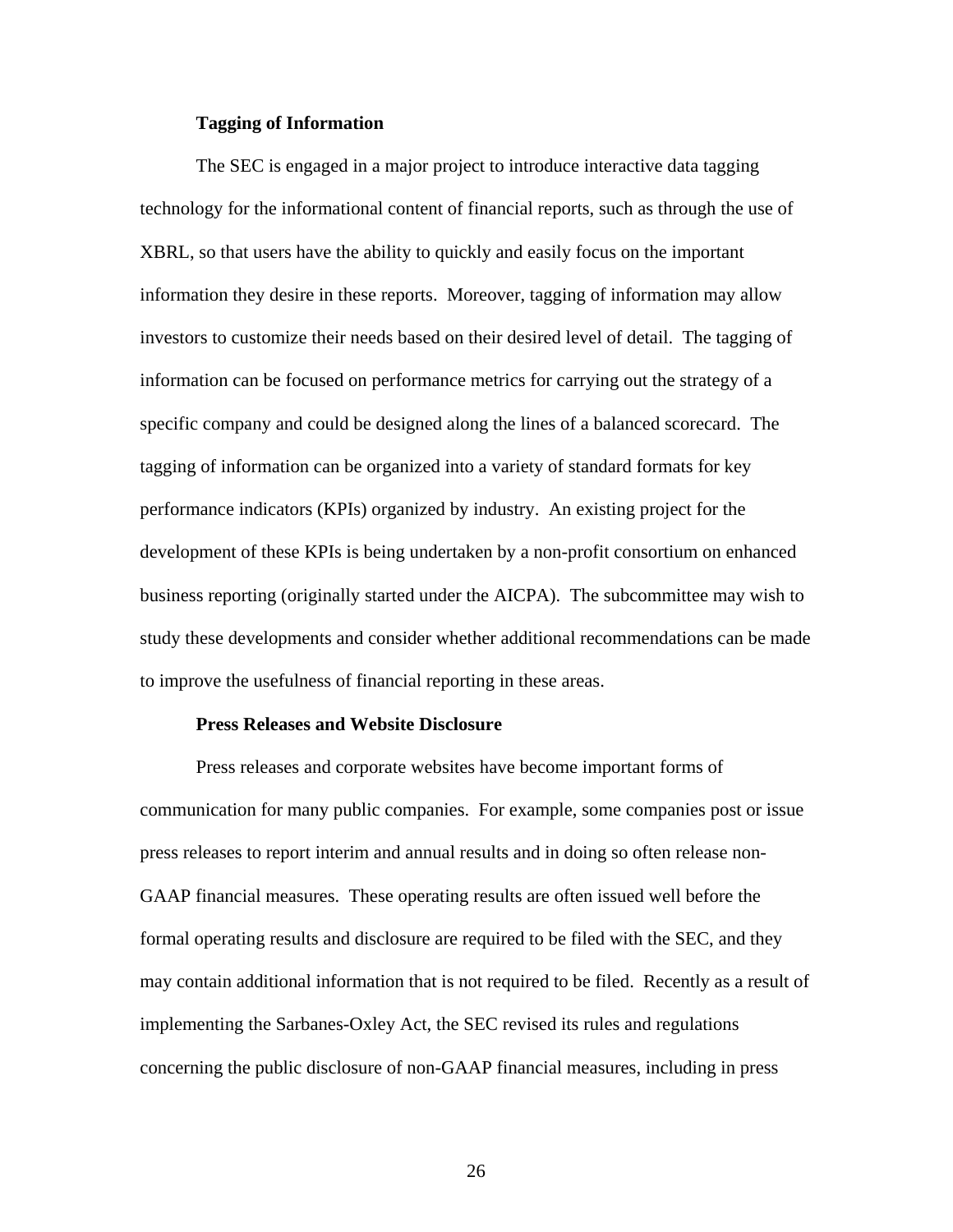**Tagging of Information**

The SEC is engaged in a major project to introduce interactive data tagging technology for the informational content of financial reports, such as through the use of XBRL, so that users have the ability to quickly and easily focus on the important information they desire in these reports. Moreover, tagging of information may allow investors to customize their needs based on their desired level of detail. The tagging of information can be focused on performance metrics for carrying out the strategy of a specific company and could be designed along the lines of a balanced scorecard. The tagging of information can be organized into a variety of standard formats for key performance indicators (KPIs) organized by industry. An existing project for the development of these KPIs is being undertaken by a non-profit consortium on enhanced business reporting (originally started under the AICPA). The subcommittee may wish to study these developments and consider whether additional recommendations can be made to improve the usefulness of financial reporting in these areas.

**Press Releases and Website Disclosure**

Press releases and corporate websites have become important forms of communication for many public companies. For example, some companies post or issue press releases to report interim and annual results and in doing so often release non-GAAP financial measures. These operating results are often issued well before the formal operating results and disclosure are required to be filed with the SEC, and they may contain additional information that is not required to be filed. Recently as a result of implementing the Sarbanes-Oxley Act, the SEC revised its rules and regulations concerning the public disclosure of non-GAAP financial measures, including in press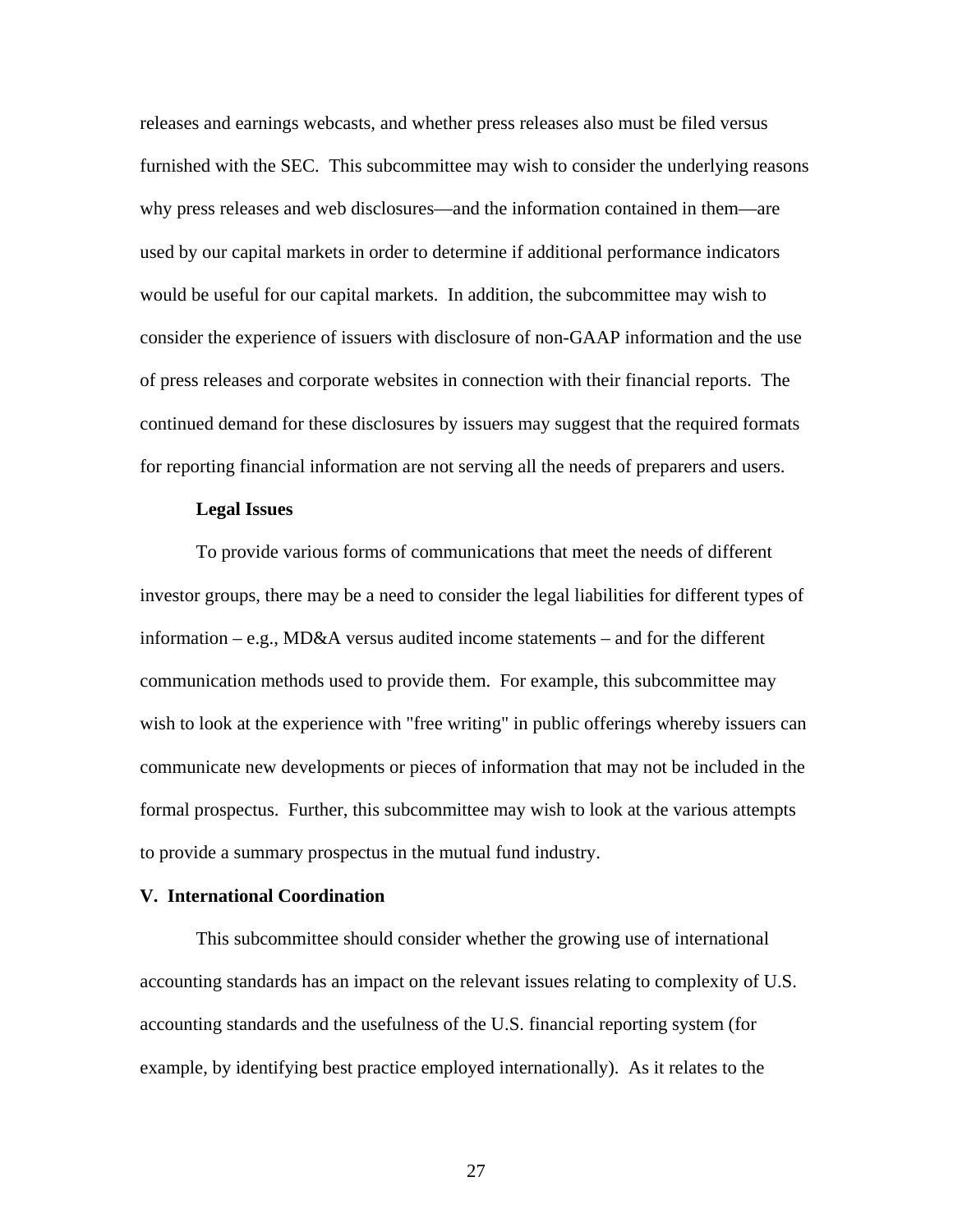releases and earnings webcasts, and whether press releases also must be filed versus furnished with the SEC. This subcommittee may wish to consider the underlying reasons why press releases and web disclosures—and the information contained in them—are used by our capital markets in order to determine if additional performance indicators would be useful for our capital markets. In addition, the subcommittee may wish to consider the experience of issuers with disclosure of non-GAAP information and the use of press releases and corporate websites in connection with their financial reports. The continued demand for these disclosures by issuers may suggest that the required formats for reporting financial information are not serving all the needs of preparers and users.

**Legal Issues**

To provide various forms of communications that meet the needs of different investor groups, there may be a need to consider the legal liabilities for different types of information – e.g., MD&A versus audited income statements – and for the different communication methods used to provide them. For example, this subcommittee may wish to look at the experience with "free writing" in public offerings whereby issuers can communicate new developments or pieces of information that may not be included in the formal prospectus. Further, this subcommittee may wish to look at the various attempts to provide a summary prospectus in the mutual fund industry.

## V. International Coordination

This subcommittee should consider whether the growing use of international accounting standards has an impact on the relevant issues relating to complexity of U.S. accounting standards and the usefulness of the U.S. financial reporting system (for example, by identifying best practice employed internationally). As it relates to the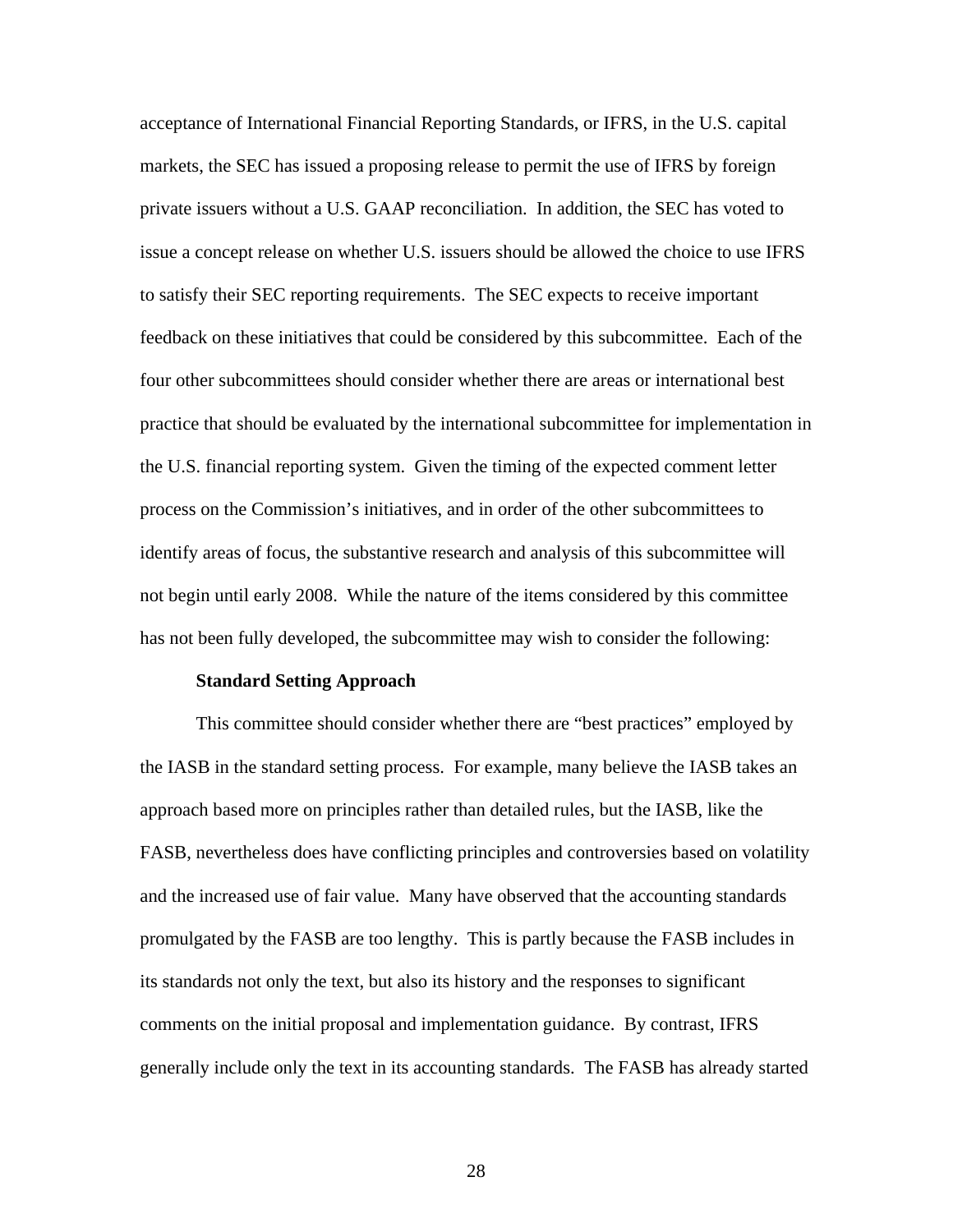acceptance of International Financial Reporting Standards, or IFRS, in the U.S. capital markets, the SEC has issued a proposing release to permit the use of IFRS by foreign private issuers without a U.S. GAAP reconciliation. In addition, the SEC has voted to issue a concept release on whether U.S. issuers should be allowed the choice to use IFRS to satisfy their SEC reporting requirements. The SEC expects to receive important feedback on these initiatives that could be considered by this subcommittee. Each of the four other subcommittees should consider whether there are areas or international best practice that should be evaluated by the international subcommittee for implementation in the U.S. financial reporting system. Given the timing of the expected comment letter process on the Commission's initiatives, and in order of the other subcommittees to identify areas of focus, the substantive research and analysis of this subcommittee will not begin until early 2008. While the nature of the items considered by this committee has not been fully developed, the subcommittee may wish to consider the following:

**Standard Setting Approach**

This committee should consider whether there are "best practices" employed by the IASB in the standard setting process. For example, many believe the IASB takes an approach based more on principles rather than detailed rules, but the IASB, like the FASB, nevertheless does have conflicting principles and controversies based on volatility and the increased use of fair value. Many have observed that the accounting standards promulgated by the FASB are too lengthy. This is partly because the FASB includes in its standards not only the text, but also its history and the responses to significant comments on the initial proposal and implementation guidance. By contrast, IFRS generally include only the text in its accounting standards. The FASB has already started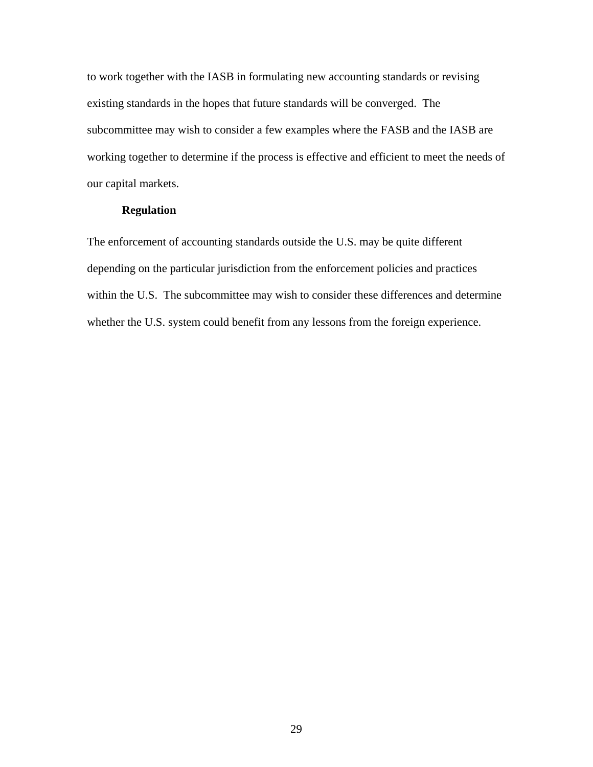to work together with the IASB in formulating new accounting standards or revising existing standards in the hopes that future standards will be converged. The subcommittee may wish to consider a few examples where the FASB and the IASB are working together to determine if the process is effective and efficient to meet the needs of our capital markets.

**Regulation**

The enforcement of accounting standards outside the U.S. may be quite different depending on the particular jurisdiction from the enforcement policies and practices within the U.S. The subcommittee may wish to consider these differences and determine whether the U.S. system could benefit from any lessons from the foreign experience.